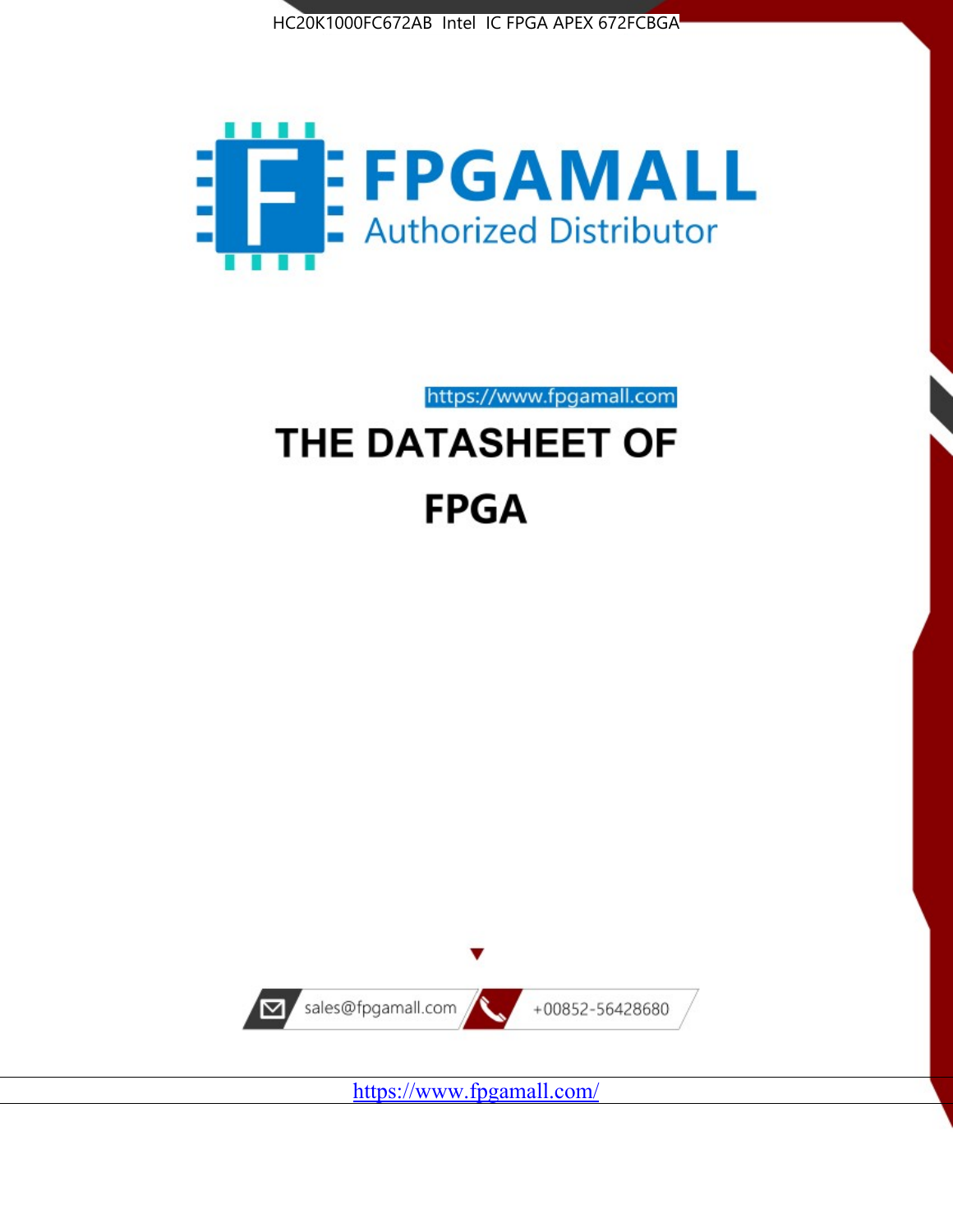HC20K1000FC672AB Intel IC FPGA APEX 672FCBGA

FPGAMALL

Authorized Distributor

https://www.fpgamall.com

# THE DATASHEET OF

# FPGA

sales@fpgamall.com

+00852-56428680

https://www.fpgamall.com/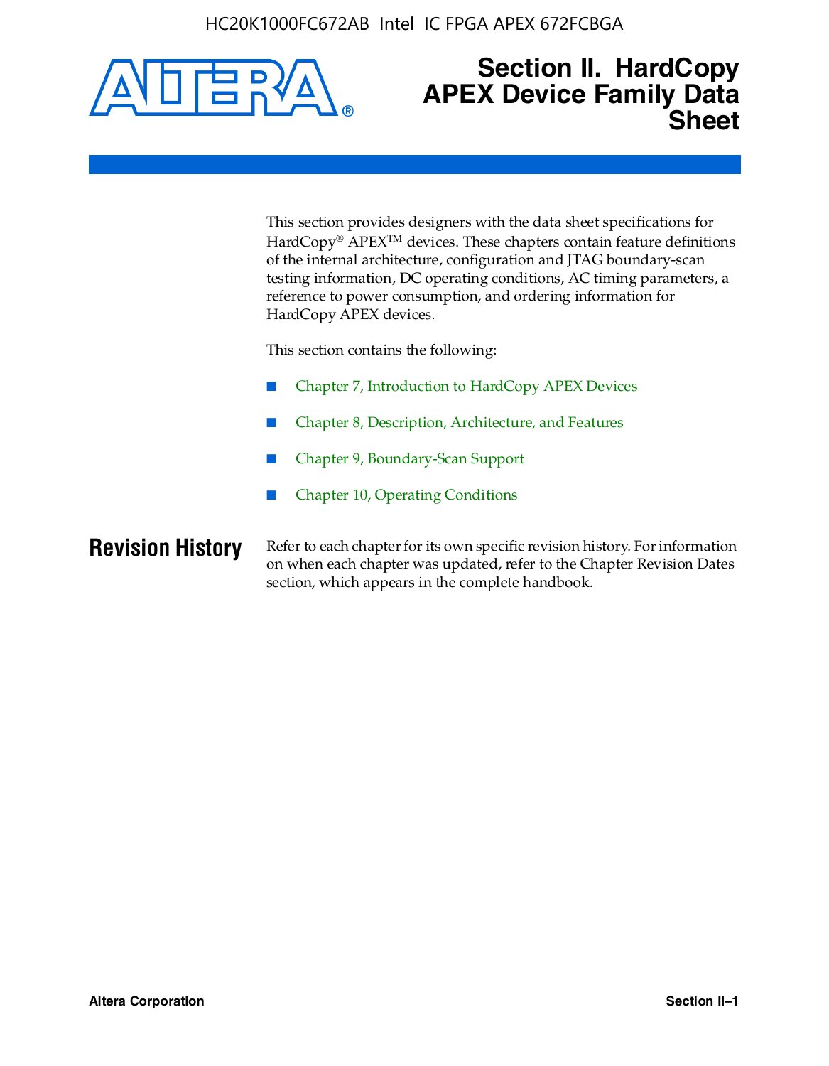# Section II. HardCopy APEX Device Family Data Sheet

This section provides designers with the data sheet specifications for HardCopy® APEX™ devices. These chapters contain feature definitions of the internal architecture, configuration and JTAG boundary-scan testing information, DC operating conditions, AC timing parameters, a reference to power consumption, and ordering information for HardCopy APEX devices.

This section contains the following:

- Chapter 7, Introduction to HardCopy APEX Devices
- Chapter 8, Description, Architecture, and Features
- Chapter 9, Boundary-Scan Support
- Chapter 10, Operating Conditions

## Revision History

Refer to each chapter for its own specific revision history. For information on when each chapter was updated, refer to the Chapter Revision Dates section, which appears in the complete handbook.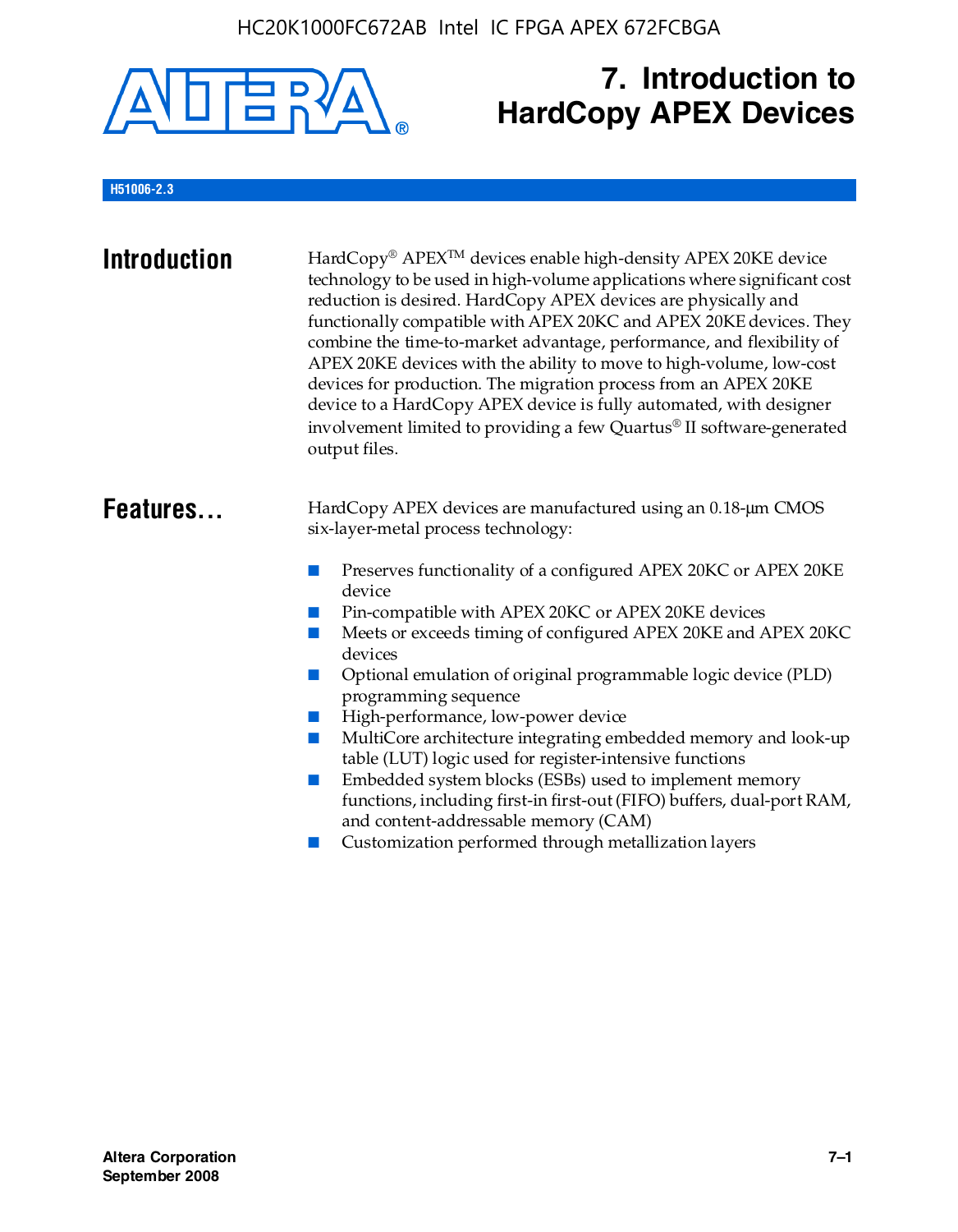# 7. Introduction to HardCopy APEX Devices

H51006-2.3

## Introduction

HardCopy® APEX™ devices enable high-density APEX 20KE device technology to be used in high-volume applications where significant cost reduction is desired. HardCopy APEX devices are physically and functionally compatible with APEX 20KC and APEX 20KE devices. They combine the time-to-market advantage, performance, and flexibility of APEX 20KE devices with the ability to move to high-volume, low-cost devices for production. The migration process from an APEX 20KE device to a HardCopy APEX device is fully automated, with designer involvement limited to providing a few Quartus® II software-generated output files.

## Features...

HardCopy APEX devices are manufactured using an 0.18-µm CMOS six-layer-metal process technology:

- Preserves functionality of a configured APEX 20KC or APEX 20KE device
- Pin-compatible with APEX 20KC or APEX 20KE devices
- Meets or exceeds timing of configured APEX 20KE and APEX 20KC devices
- Optional emulation of original programmable logic device (PLD) programming sequence
- High-performance, low-power device
- MultiCore architecture integrating embedded memory and look-up table (LUT) logic used for register-intensive functions
- Embedded system blocks (ESBs) used to implement memory functions, including first-in first-out (FIFO) buffers, dual-port RAM, and content-addressable memory (CAM)
- Customization performed through metallization layers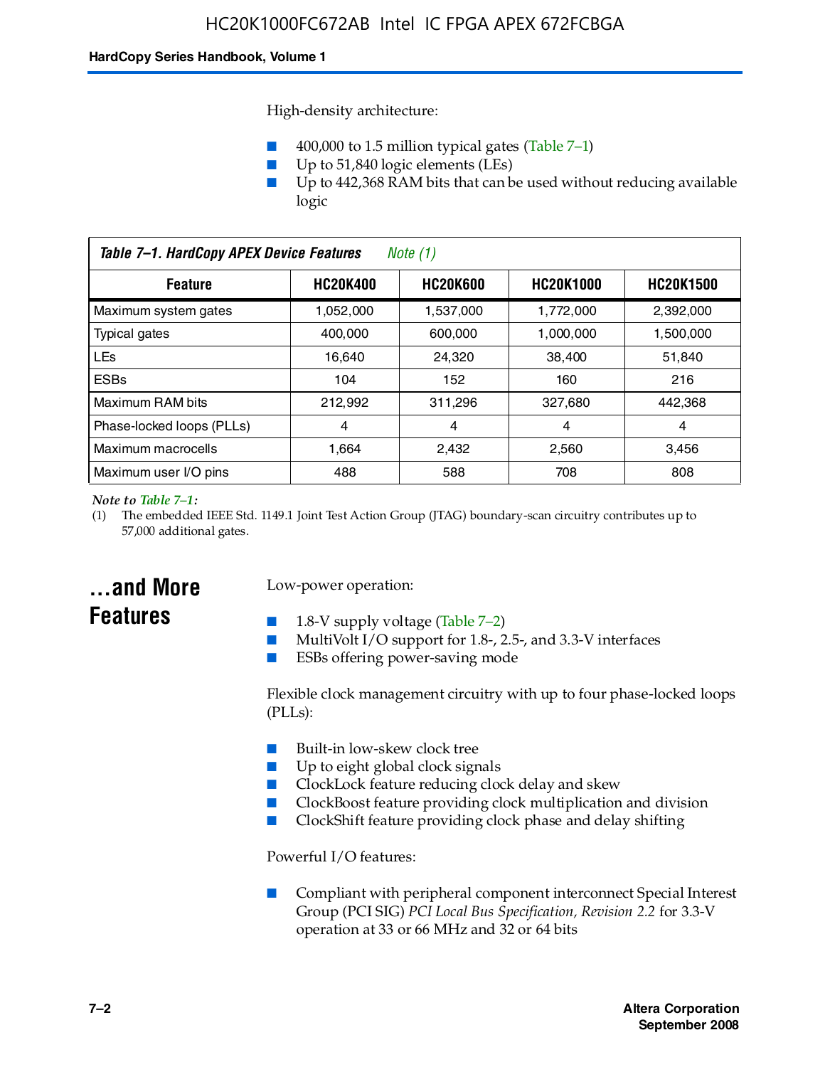High-density architecture:

- 400,000 to 1.5 million typical gates (Table 7–1)
- Up to 51,840 logic elements (LEs)
- Up to 442,368 RAM bits that can be used without reducing available logic

**Table 7–1. HardCopy APEX Device Features** *Note (1)*

| Feature | HC20K400 | HC20K600 | HC20K1000 | HC20K1500 |
|---|---|---|---|---|
| Maximum system gates | 1,052,000 | 1,537,000 | 1,772,000 | 2,392,000 |
| Typical gates | 400,000 | 600,000 | 1,000,000 | 1,500,000 |
| LEs | 16,640 | 24,320 | 38,400 | 51,840 |
| ESBs | 104 | 152 | 160 | 216 |
| Maximum RAM bits | 212,992 | 311,296 | 327,680 | 442,368 |
| Phase-locked loops (PLLs) | 4 | 4 | 4 | 4 |
| Maximum macrocells | 1,664 | 2,432 | 2,560 | 3,456 |
| Maximum user I/O pins | 488 | 588 | 708 | 808 |

*Note to Table 7–1:*

(1) The embedded IEEE Std. 1149.1 Joint Test Action Group (JTAG) boundary-scan circuitry contributes up to 57,000 additional gates.

## ...and More Features

Low-power operation:

- 1.8-V supply voltage (Table 7–2)
- MultiVolt I/O support for 1.8-, 2.5-, and 3.3-V interfaces
- ESBs offering power-saving mode

Flexible clock management circuitry with up to four phase-locked loops (PLLs):

- Built-in low-skew clock tree
- Up to eight global clock signals
- ClockLock feature reducing clock delay and skew
- ClockBoost feature providing clock multiplication and division
- ClockShift feature providing clock phase and delay shifting

Powerful I/O features:

- Compliant with peripheral component interconnect Special Interest Group (PCI SIG) *PCI Local Bus Specification, Revision 2.2* for 3.3-V operation at 33 or 66 MHz and 32 or 64 bits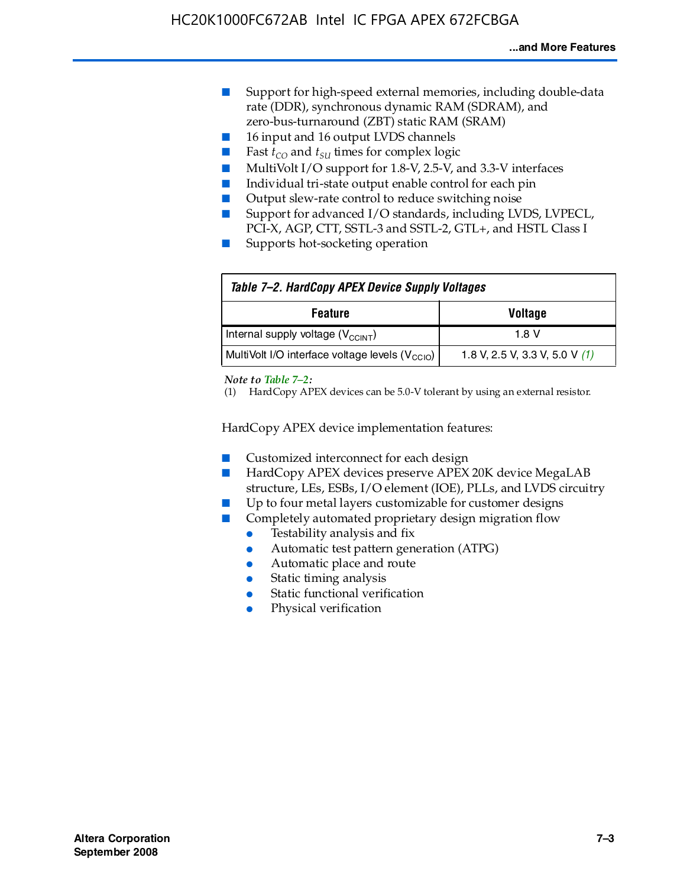- Support for high-speed external memories, including double-data rate (DDR), synchronous dynamic RAM (SDRAM), and zero-bus-turnaround (ZBT) static RAM (SRAM)
- 16 input and 16 output LVDS channels
- Fast $t_{CO}$ and $t_{SU}$ times for complex logic
- MultiVolt I/O support for 1.8-V, 2.5-V, and 3.3-V interfaces
- Individual tri-state output enable control for each pin
- Output slew-rate control to reduce switching noise
- Support for advanced I/O standards, including LVDS, LVPECL, PCI-X, AGP, CTT, SSTL-3 and SSTL-2, GTL+, and HSTL Class I
- Supports hot-socketing operation

**Table 7–2. HardCopy APEX Device Supply Voltages**

| Feature | Voltage |
|---|---|
| Internal supply voltage ($V_{CCINT}$) | 1.8 V |
| MultiVolt I/O interface voltage levels ($V_{CCIO}$) | 1.8 V, 2.5 V, 3.3 V, 5.0 V *(1)* |

*Note to Table 7–2:*

(1) HardCopy APEX devices can be 5.0-V tolerant by using an external resistor.

HardCopy APEX device implementation features:

- Customized interconnect for each design
- HardCopy APEX devices preserve APEX 20K device MegaLAB structure, LEs, ESBs, I/O element (IOE), PLLs, and LVDS circuitry
- Up to four metal layers customizable for customer designs
- Completely automated proprietary design migration flow
  - Testability analysis and fix
  - Automatic test pattern generation (ATPG)
  - Automatic place and route
  - Static timing analysis
  - Static functional verification
  - Physical verification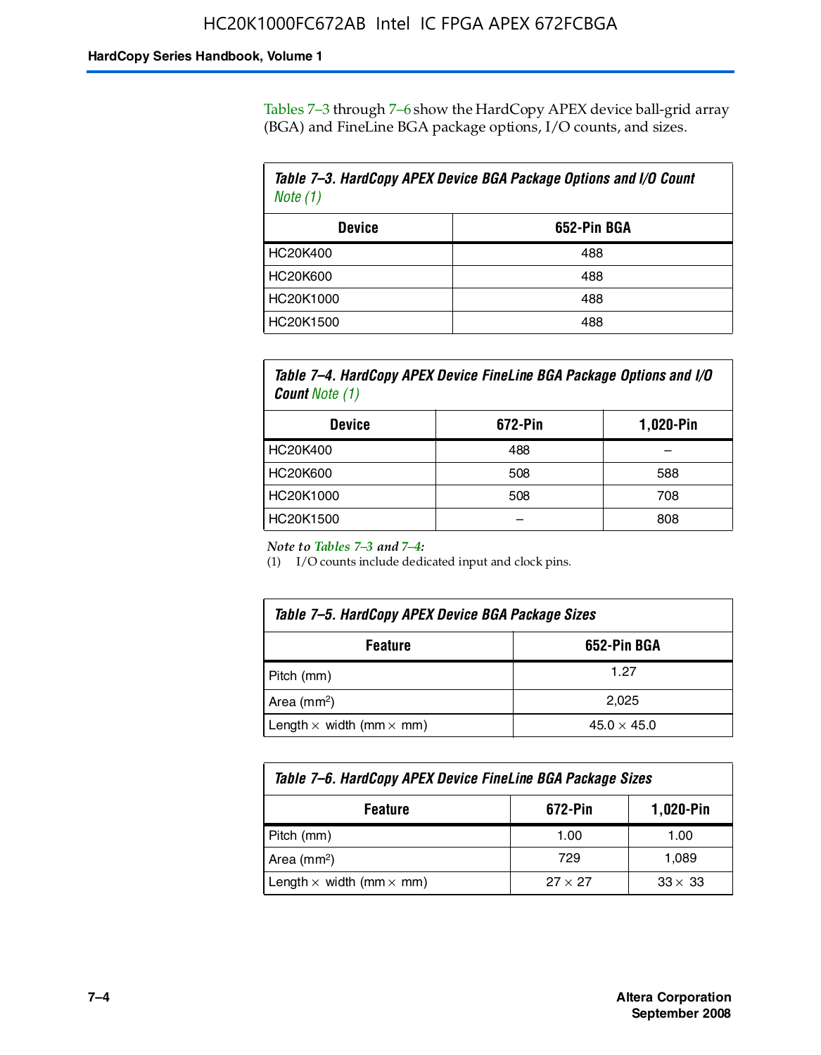Tables 7–3 through 7–6 show the HardCopy APEX device ball-grid array (BGA) and FineLine BGA package options, I/O counts, and sizes.

**Table 7–3. HardCopy APEX Device BGA Package Options and I/O Count** *Note (1)*

| Device | 652-Pin BGA |
|---|---|
| HC20K400 | 488 |
| HC20K600 | 488 |
| HC20K1000 | 488 |
| HC20K1500 | 488 |

**Table 7–4. HardCopy APEX Device FineLine BGA Package Options and I/O Count** *Note (1)*

| Device | 672-Pin | 1,020-Pin |
|---|---|---|
| HC20K400 | 488 | – |
| HC20K600 | 508 | 588 |
| HC20K1000 | 508 | 708 |
| HC20K1500 | – | 808 |

*Note to Tables 7–3 and 7–4:*

(1) I/O counts include dedicated input and clock pins.

**Table 7–5. HardCopy APEX Device BGA Package Sizes**

| Feature | 652-Pin BGA |
|---|---|
| Pitch (mm) | 1.27 |
| Area ($mm^2$) | 2,025 |
| Length × width (mm × mm) | 45.0 × 45.0 |

**Table 7–6. HardCopy APEX Device FineLine BGA Package Sizes**

| Feature | 672-Pin | 1,020-Pin |
|---|---|---|
| Pitch (mm) | 1.00 | 1.00 |
| Area ($mm^2$) | 729 | 1,089 |
| Length × width (mm × mm) | 27 × 27 | 33 × 33 |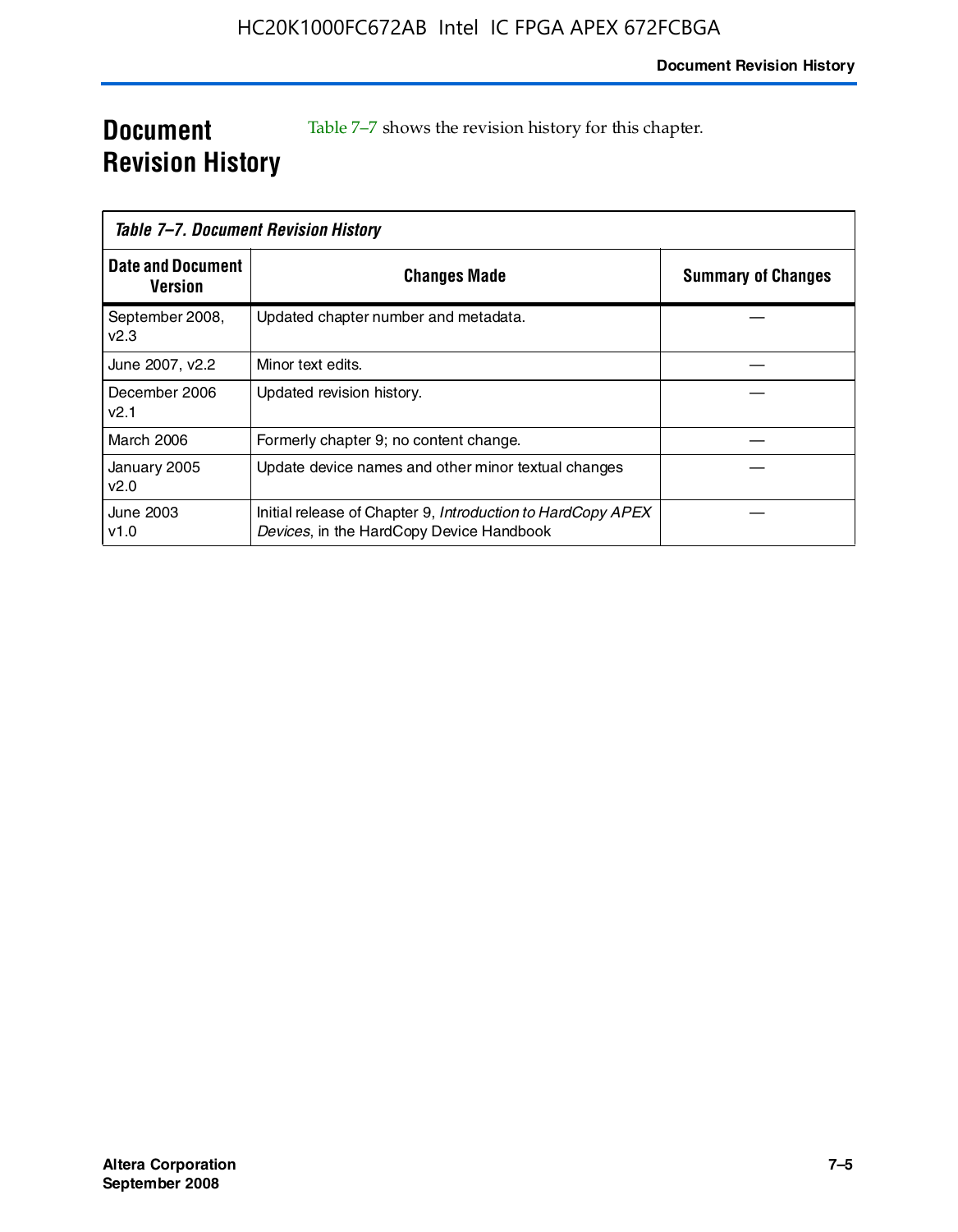# Document Revision History

Table 7–7 shows the revision history for this chapter.

*Table 7–7. Document Revision History*

| Date and Document Version | Changes Made | Summary of Changes |
|---|---|---|
| September 2008, v2.3 | Updated chapter number and metadata. | — |
| June 2007, v2.2 | Minor text edits. | — |
| December 2006 v2.1 | Updated revision history. | — |
| March 2006 | Formerly chapter 9; no content change. | — |
| January 2005 v2.0 | Update device names and other minor textual changes | — |
| June 2003 v1.0 | Initial release of Chapter 9, *Introduction to HardCopy APEX Devices*, in the HardCopy Device Handbook | — |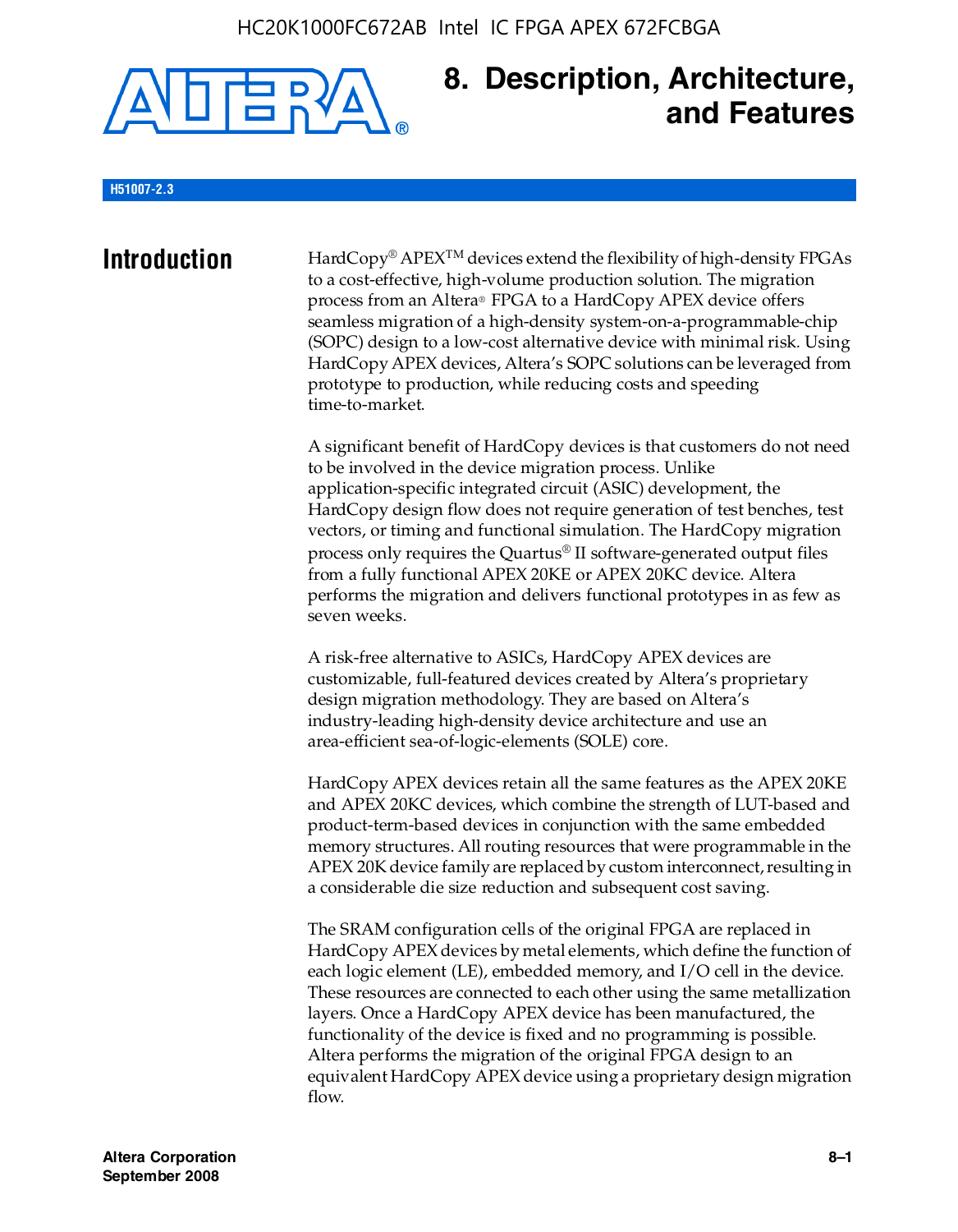# 8. Description, Architecture, and Features

**H51007-2.3**

## Introduction

HardCopy® APEX™ devices extend the flexibility of high-density FPGAs to a cost-effective, high-volume production solution. The migration process from an Altera® FPGA to a HardCopy APEX device offers seamless migration of a high-density system-on-a-programmable-chip (SOPC) design to a low-cost alternative device with minimal risk. Using HardCopy APEX devices, Altera's SOPC solutions can be leveraged from prototype to production, while reducing costs and speeding time-to-market.

A significant benefit of HardCopy devices is that customers do not need to be involved in the device migration process. Unlike application-specific integrated circuit (ASIC) development, the HardCopy design flow does not require generation of test benches, test vectors, or timing and functional simulation. The HardCopy migration process only requires the Quartus® II software-generated output files from a fully functional APEX 20KE or APEX 20KC device. Altera performs the migration and delivers functional prototypes in as few as seven weeks.

A risk-free alternative to ASICs, HardCopy APEX devices are customizable, full-featured devices created by Altera's proprietary design migration methodology. They are based on Altera's industry-leading high-density device architecture and use an area-efficient sea-of-logic-elements (SOLE) core.

HardCopy APEX devices retain all the same features as the APEX 20KE and APEX 20KC devices, which combine the strength of LUT-based and product-term-based devices in conjunction with the same embedded memory structures. All routing resources that were programmable in the APEX 20K device family are replaced by custom interconnect, resulting in a considerable die size reduction and subsequent cost saving.

The SRAM configuration cells of the original FPGA are replaced in HardCopy APEX devices by metal elements, which define the function of each logic element (LE), embedded memory, and I/O cell in the device. These resources are connected to each other using the same metallization layers. Once a HardCopy APEX device has been manufactured, the functionality of the device is fixed and no programming is possible. Altera performs the migration of the original FPGA design to an equivalent HardCopy APEX device using a proprietary design migration flow.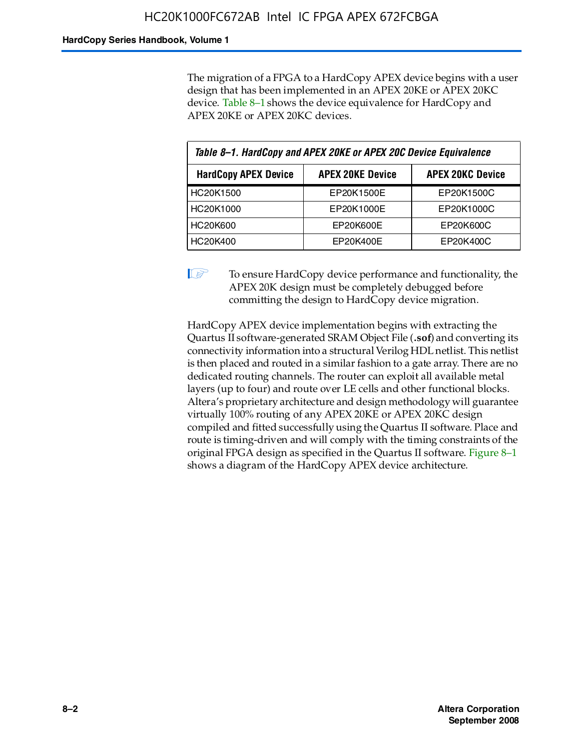The migration of a FPGA to a HardCopy APEX device begins with a user design that has been implemented in an APEX 20KE or APEX 20KC device. Table 8–1 shows the device equivalence for HardCopy and APEX 20KE or APEX 20KC devices.

*Table 8–1. HardCopy and APEX 20KE or APEX 20C Device Equivalence*

| HardCopy APEX Device | APEX 20KE Device | APEX 20KC Device |
|---|---|---|
| HC20K1500 | EP20K1500E | EP20K1500C |
| HC20K1000 | EP20K1000E | EP20K1000C |
| HC20K600 | EP20K600E | EP20K600C |
| HC20K400 | EP20K400E | EP20K400C |

> To ensure HardCopy device performance and functionality, the APEX 20K design must be completely debugged before committing the design to HardCopy device migration.

HardCopy APEX device implementation begins with extracting the Quartus II software-generated SRAM Object File (**.sof**) and converting its connectivity information into a structural Verilog HDL netlist. This netlist is then placed and routed in a similar fashion to a gate array. There are no dedicated routing channels. The router can exploit all available metal layers (up to four) and route over LE cells and other functional blocks. Altera's proprietary architecture and design methodology will guarantee virtually 100% routing of any APEX 20KE or APEX 20KC design compiled and fitted successfully using the Quartus II software. Place and route is timing-driven and will comply with the timing constraints of the original FPGA design as specified in the Quartus II software. Figure 8–1 shows a diagram of the HardCopy APEX device architecture.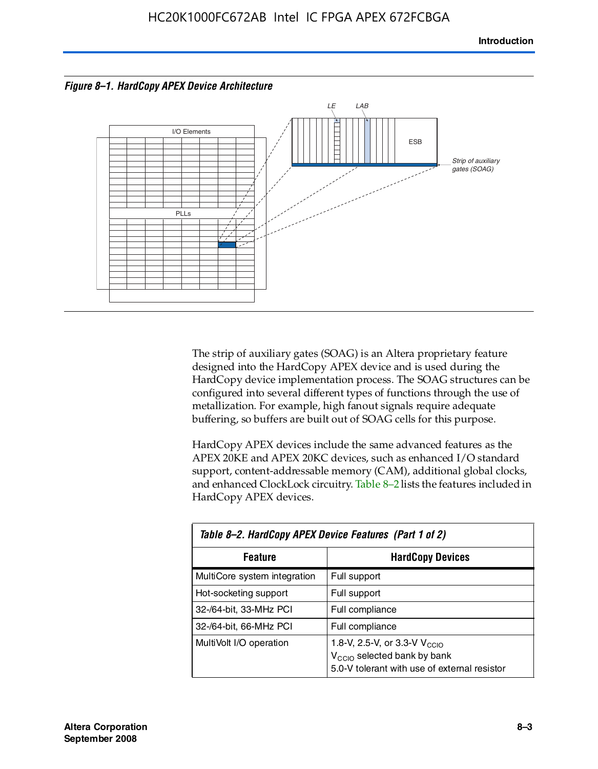*Figure 8–1. HardCopy APEX Device Architecture*

The strip of auxiliary gates (SOAG) is an Altera proprietary feature designed into the HardCopy APEX device and is used during the HardCopy device implementation process. The SOAG structures can be configured into several different types of functions through the use of metallization. For example, high fanout signals require adequate buffering, so buffers are built out of SOAG cells for this purpose.

HardCopy APEX devices include the same advanced features as the APEX 20KE and APEX 20KC devices, such as enhanced I/O standard support, content-addressable memory (CAM), additional global clocks, and enhanced ClockLock circuitry. Table 8–2 lists the features included in HardCopy APEX devices.

*Table 8–2. HardCopy APEX Device Features (Part 1 of 2)*

| Feature | HardCopy Devices |
|---|---|
| MultiCore system integration | Full support |
| Hot-socketing support | Full support |
| 32-/64-bit, 33-MHz PCI | Full compliance |
| 32-/64-bit, 66-MHz PCI | Full compliance |
| MultiVolt I/O operation | 1.8-V, 2.5-V, or 3.3-V $V_{CCIO}$<br>$V_{CCIO}$ selected bank by bank<br>5.0-V tolerant with use of external resistor |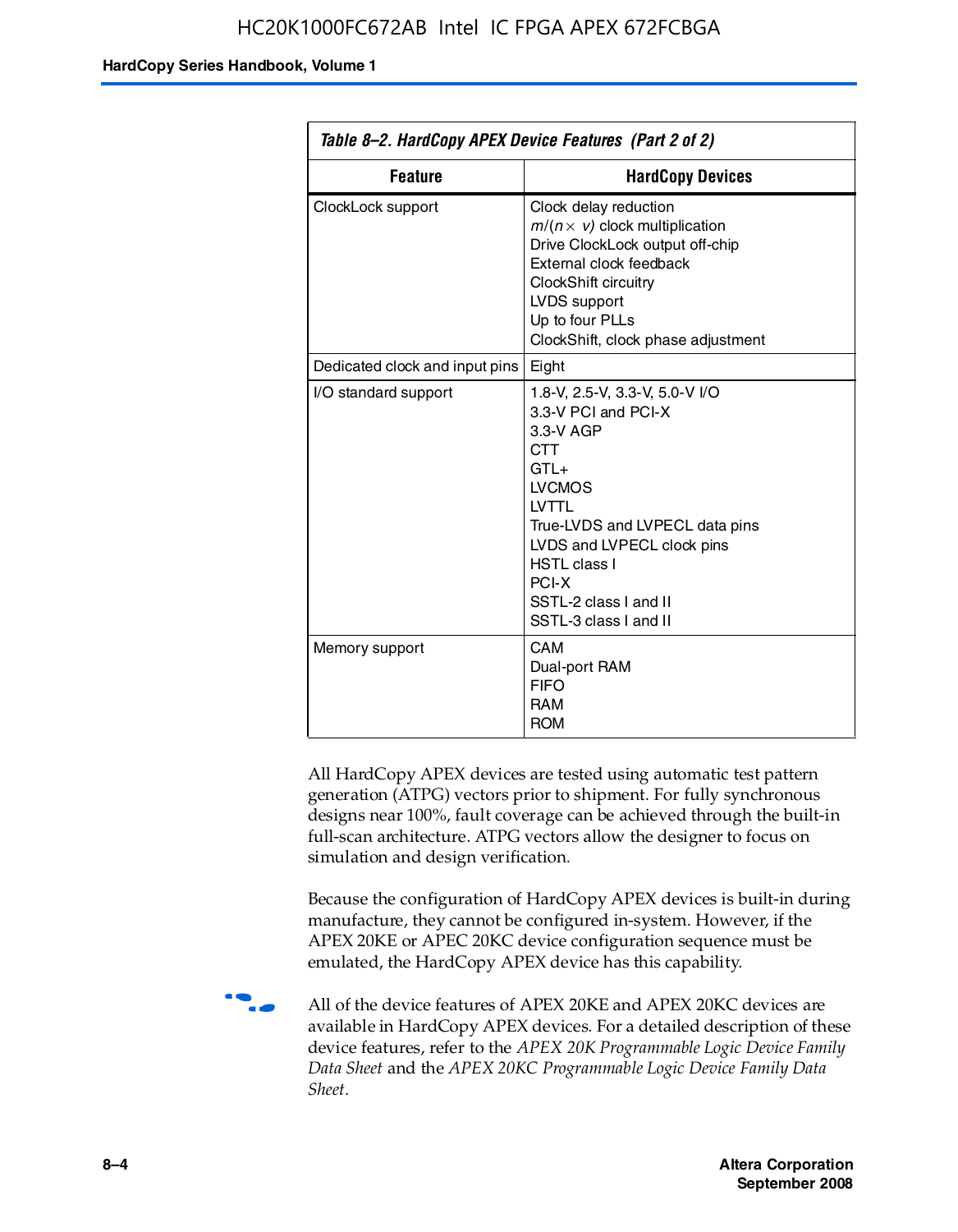**Table 8–2. HardCopy APEX Device Features (Part 2 of 2)**

| Feature | HardCopy Devices |
| --- | --- |
| ClockLock support | Clock delay reduction<br>$m/(n \times v)$ clock multiplication<br>Drive ClockLock output off-chip<br>External clock feedback<br>ClockShift circuitry<br>LVDS support<br>Up to four PLLs<br>ClockShift, clock phase adjustment |
| Dedicated clock and input pins | Eight |
| I/O standard support | 1.8-V, 2.5-V, 3.3-V, 5.0-V I/O<br>3.3-V PCI and PCI-X<br>3.3-V AGP<br>CTT<br>GTL+<br>LVCMOS<br>LVTTL<br>True-LVDS and LVPECL data pins<br>LVDS and LVPECL clock pins<br>HSTL class I<br>PCI-X<br>SSTL-2 class I and II<br>SSTL-3 class I and II |
| Memory support | CAM<br>Dual-port RAM<br>FIFO<br>RAM<br>ROM |

All HardCopy APEX devices are tested using automatic test pattern generation (ATPG) vectors prior to shipment. For fully synchronous designs near 100%, fault coverage can be achieved through the built-in full-scan architecture. ATPG vectors allow the designer to focus on simulation and design verification.

Because the configuration of HardCopy APEX devices is built-in during manufacture, they cannot be configured in-system. However, if the APEX 20KE or APEC 20KC device configuration sequence must be emulated, the HardCopy APEX device has this capability.

All of the device features of APEX 20KE and APEX 20KC devices are available in HardCopy APEX devices. For a detailed description of these device features, refer to the *APEX 20K Programmable Logic Device Family Data Sheet* and the *APEX 20KC Programmable Logic Device Family Data Sheet*.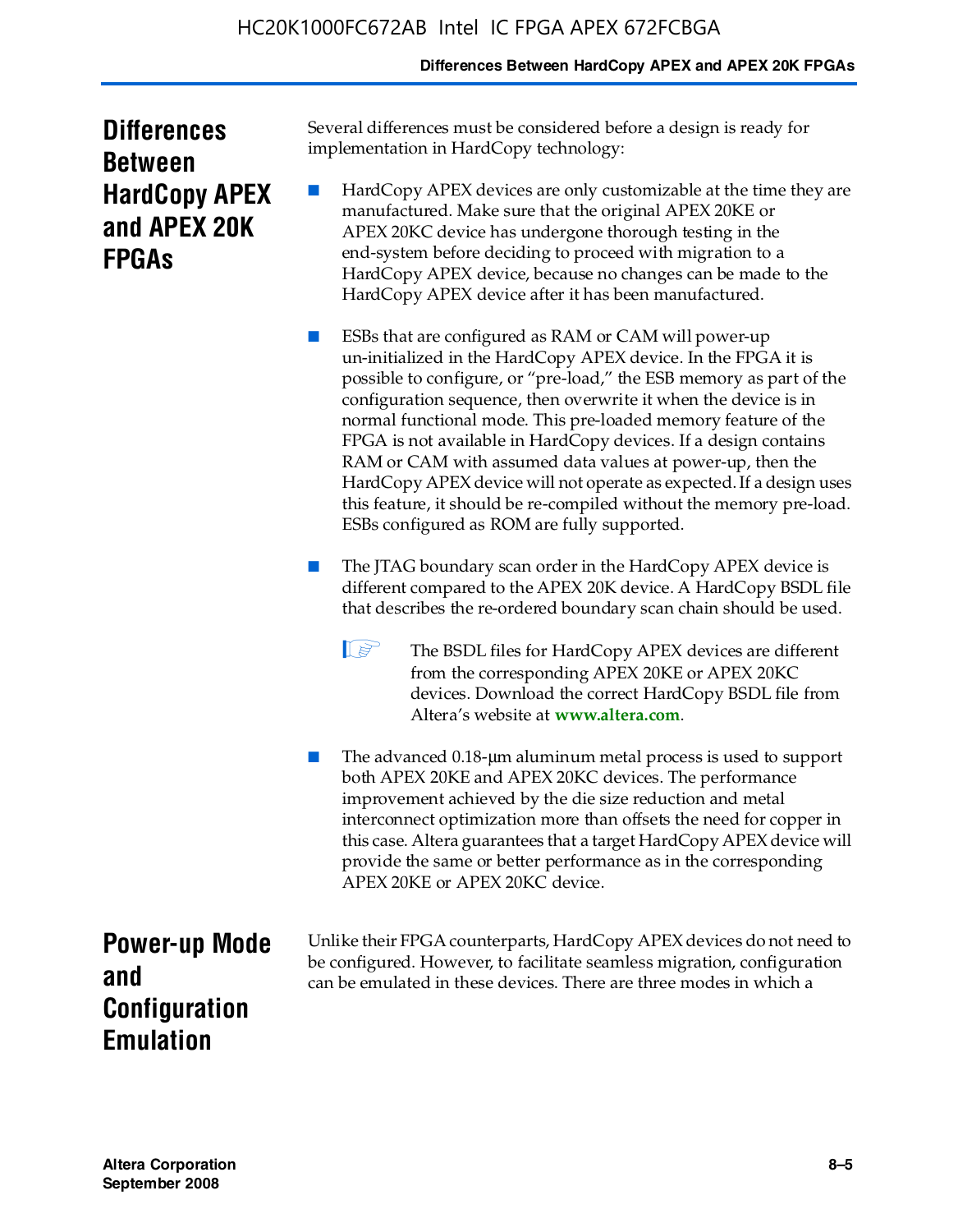## Differences Between HardCopy APEX and APEX 20K FPGAs

Several differences must be considered before a design is ready for implementation in HardCopy technology:

- HardCopy APEX devices are only customizable at the time they are manufactured. Make sure that the original APEX 20KE or APEX 20KC device has undergone thorough testing in the end-system before deciding to proceed with migration to a HardCopy APEX device, because no changes can be made to the HardCopy APEX device after it has been manufactured.

- ESBs that are configured as RAM or CAM will power-up un-initialized in the HardCopy APEX device. In the FPGA it is possible to configure, or "pre-load," the ESB memory as part of the configuration sequence, then overwrite it when the device is in normal functional mode. This pre-loaded memory feature of the FPGA is not available in HardCopy devices. If a design contains RAM or CAM with assumed data values at power-up, then the HardCopy APEX device will not operate as expected. If a design uses this feature, it should be re-compiled without the memory pre-load. ESBs configured as ROM are fully supported.

- The JTAG boundary scan order in the HardCopy APEX device is different compared to the APEX 20K device. A HardCopy BSDL file that describes the re-ordered boundary scan chain should be used.

  The BSDL files for HardCopy APEX devices are different from the corresponding APEX 20KE or APEX 20KC devices. Download the correct HardCopy BSDL file from Altera's website at **www.altera.com**.

- The advanced 0.18-μm aluminum metal process is used to support both APEX 20KE and APEX 20KC devices. The performance improvement achieved by the die size reduction and metal interconnect optimization more than offsets the need for copper in this case. Altera guarantees that a target HardCopy APEX device will provide the same or better performance as in the corresponding APEX 20KE or APEX 20KC device.

## Power-up Mode and Configuration Emulation

Unlike their FPGA counterparts, HardCopy APEX devices do not need to be configured. However, to facilitate seamless migration, configuration can be emulated in these devices. There are three modes in which a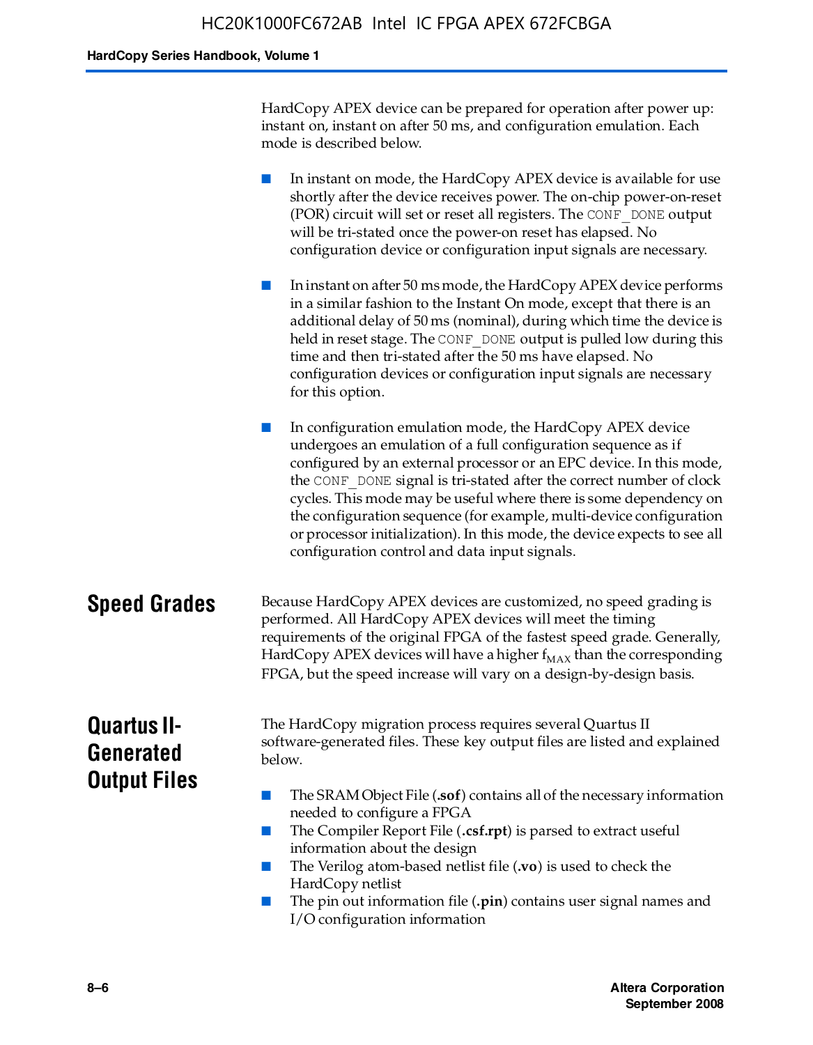HardCopy APEX device can be prepared for operation after power up: instant on, instant on after 50 ms, and configuration emulation. Each mode is described below.

- In instant on mode, the HardCopy APEX device is available for use shortly after the device receives power. The on-chip power-on-reset (POR) circuit will set or reset all registers. The `CONF_DONE` output will be tri-stated once the power-on reset has elapsed. No configuration device or configuration input signals are necessary.

- In instant on after 50 ms mode, the HardCopy APEX device performs in a similar fashion to the Instant On mode, except that there is an additional delay of 50 ms (nominal), during which time the device is held in reset stage. The `CONF_DONE` output is pulled low during this time and then tri-stated after the 50 ms have elapsed. No configuration devices or configuration input signals are necessary for this option.

- In configuration emulation mode, the HardCopy APEX device undergoes an emulation of a full configuration sequence as if configured by an external processor or an EPC device. In this mode, the `CONF_DONE` signal is tri-stated after the correct number of clock cycles. This mode may be useful where there is some dependency on the configuration sequence (for example, multi-device configuration or processor initialization). In this mode, the device expects to see all configuration control and data input signals.

## Speed Grades

Because HardCopy APEX devices are customized, no speed grading is performed. All HardCopy APEX devices will meet the timing requirements of the original FPGA of the fastest speed grade. Generally, HardCopy APEX devices will have a higher $f_{MAX}$ than the corresponding FPGA, but the speed increase will vary on a design-by-design basis.

## Quartus II-Generated Output Files

The HardCopy migration process requires several Quartus II software-generated files. These key output files are listed and explained below.

- The SRAM Object File (**.sof**) contains all of the necessary information needed to configure a FPGA
- The Compiler Report File (**.csf.rpt**) is parsed to extract useful information about the design
- The Verilog atom-based netlist file (**.vo**) is used to check the HardCopy netlist
- The pin out information file (**.pin**) contains user signal names and I/O configuration information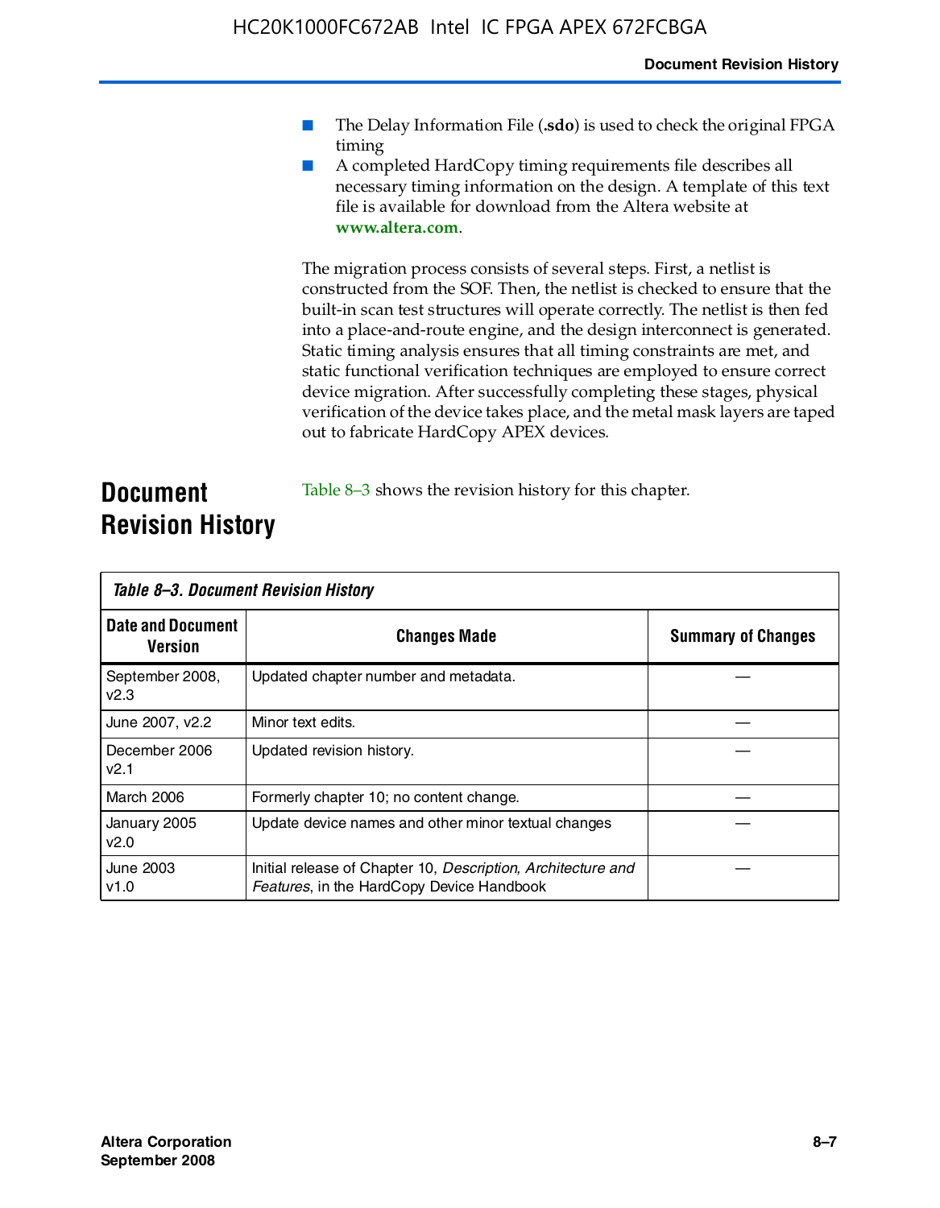- The Delay Information File (**.sdo**) is used to check the original FPGA timing
- A completed HardCopy timing requirements file describes all necessary timing information on the design. A template of this text file is available for download from the Altera website at **www.altera.com**.

The migration process consists of several steps. First, a netlist is constructed from the SOF. Then, the netlist is checked to ensure that the built-in scan test structures will operate correctly. The netlist is then fed into a place-and-route engine, and the design interconnect is generated. Static timing analysis ensures that all timing constraints are met, and static functional verification techniques are employed to ensure correct device migration. After successfully completing these stages, physical verification of the device takes place, and the metal mask layers are taped out to fabricate HardCopy APEX devices.

## Document Revision History

Table 8–3 shows the revision history for this chapter.

*Table 8–3. Document Revision History*

| Date and Document Version | Changes Made | Summary of Changes |
|---|---|---|
| September 2008, v2.3 | Updated chapter number and metadata. | — |
| June 2007, v2.2 | Minor text edits. | — |
| December 2006 v2.1 | Updated revision history. | — |
| March 2006 | Formerly chapter 10; no content change. | — |
| January 2005 v2.0 | Update device names and other minor textual changes | — |
| June 2003 v1.0 | Initial release of Chapter 10, *Description, Architecture and Features*, in the HardCopy Device Handbook | — |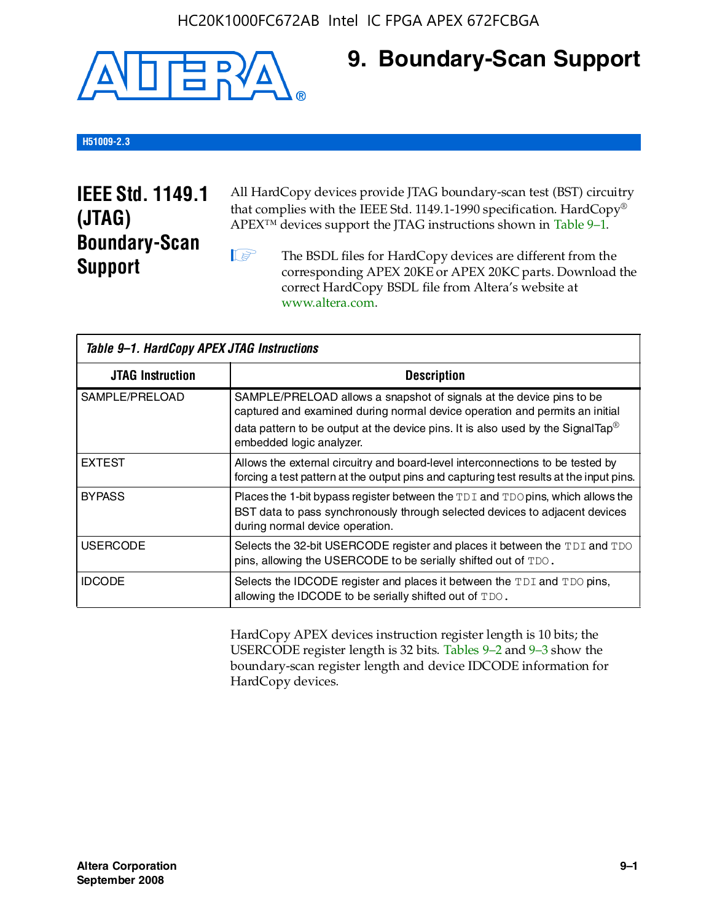# 9. Boundary-Scan Support

H51009-2.3

## IEEE Std. 1149.1 (JTAG) Boundary-Scan Support

All HardCopy devices provide JTAG boundary-scan test (BST) circuitry that complies with the IEEE Std. 1149.1-1990 specification. HardCopy® APEX™ devices support the JTAG instructions shown in Table 9–1.

The BSDL files for HardCopy devices are different from the corresponding APEX 20KE or APEX 20KC parts. Download the correct HardCopy BSDL file from Altera's website at www.altera.com.

*Table 9–1. HardCopy APEX JTAG Instructions*

| JTAG Instruction | Description |
|---|---|
| SAMPLE/PRELOAD | SAMPLE/PRELOAD allows a snapshot of signals at the device pins to be captured and examined during normal device operation and permits an initial data pattern to be output at the device pins. It is also used by the SignalTap® embedded logic analyzer. |
| EXTEST | Allows the external circuitry and board-level interconnections to be tested by forcing a test pattern at the output pins and capturing test results at the input pins. |
| BYPASS | Places the 1-bit bypass register between the TDI and TDO pins, which allows the BST data to pass synchronously through selected devices to adjacent devices during normal device operation. |
| USERCODE | Selects the 32-bit USERCODE register and places it between the TDI and TDO pins, allowing the USERCODE to be serially shifted out of TDO. |
| IDCODE | Selects the IDCODE register and places it between the TDI and TDO pins, allowing the IDCODE to be serially shifted out of TDO. |

HardCopy APEX devices instruction register length is 10 bits; the USERCODE register length is 32 bits. Tables 9–2 and 9–3 show the boundary-scan register length and device IDCODE information for HardCopy devices.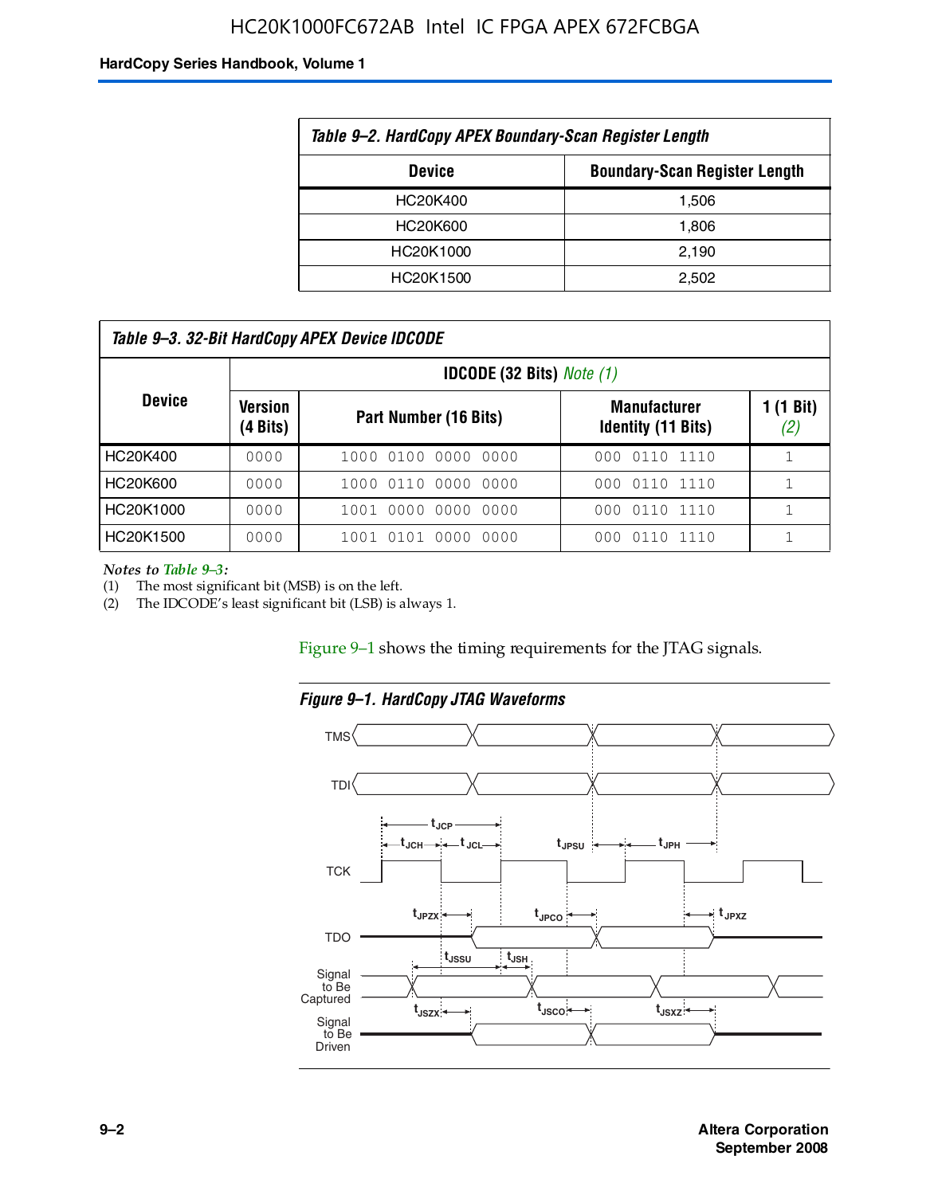*Table 9–2. HardCopy APEX Boundary-Scan Register Length*

| Device | Boundary-Scan Register Length |
|---|---|
| HC20K400 | 1,506 |
| HC20K600 | 1,806 |
| HC20K1000 | 2,190 |
| HC20K1500 | 2,502 |

*Table 9–3. 32-Bit HardCopy APEX Device IDCODE*

| Device | IDCODE (32 Bits) *Note (1)* | | | |
|---|---|---|---|---|
| | Version (4 Bits) | Part Number (16 Bits) | Manufacturer Identity (11 Bits) | 1 (1 Bit) *(2)* |
| HC20K400 | 0000 | 1000 0100 0000 0000 | 000 0110 1110 | 1 |
| HC20K600 | 0000 | 1000 0110 0000 0000 | 000 0110 1110 | 1 |
| HC20K1000 | 0000 | 1001 0000 0000 0000 | 000 0110 1110 | 1 |
| HC20K1500 | 0000 | 1001 0101 0000 0000 | 000 0110 1110 | 1 |

*Notes to Table 9–3:*

(1) The most significant bit (MSB) is on the left.

(2) The IDCODE's least significant bit (LSB) is always 1.

Figure 9–1 shows the timing requirements for the JTAG signals.

*Figure 9–1. HardCopy JTAG Waveforms*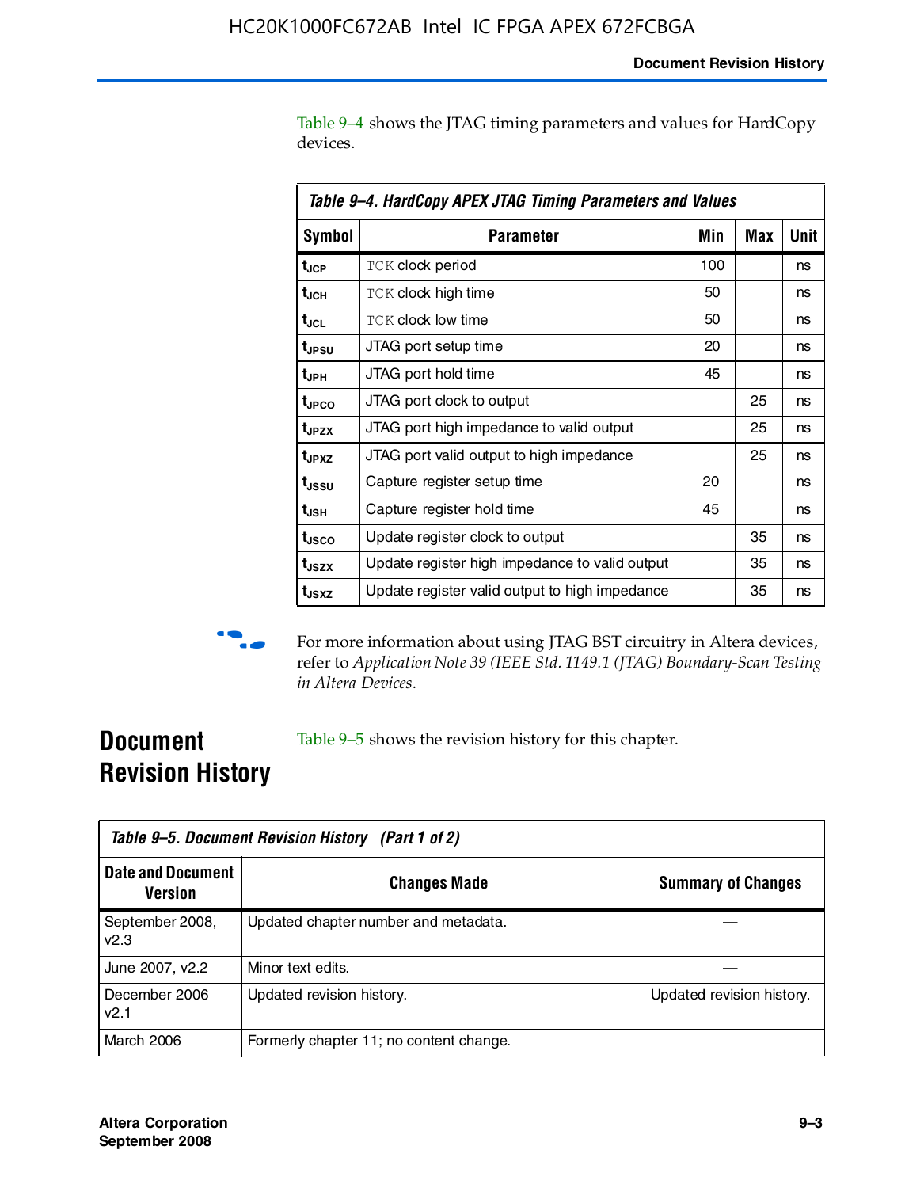Table 9–4 shows the JTAG timing parameters and values for HardCopy devices.

**Table 9–4. HardCopy APEX JTAG Timing Parameters and Values**

| Symbol | Parameter | Min | Max | Unit |
|---|---|---|---|---|
| $t_{JCP}$ | TCK clock period | 100 | | ns |
| $t_{JCH}$ | TCK clock high time | 50 | | ns |
| $t_{JCL}$ | TCK clock low time | 50 | | ns |
| $t_{JPSU}$ | JTAG port setup time | 20 | | ns |
| $t_{JPH}$ | JTAG port hold time | 45 | | ns |
| $t_{JPCO}$ | JTAG port clock to output | | 25 | ns |
| $t_{JPZX}$ | JTAG port high impedance to valid output | | 25 | ns |
| $t_{JPXZ}$ | JTAG port valid output to high impedance | | 25 | ns |
| $t_{JSSU}$ | Capture register setup time | 20 | | ns |
| $t_{JSH}$ | Capture register hold time | 45 | | ns |
| $t_{JSCO}$ | Update register clock to output | | 35 | ns |
| $t_{JSZX}$ | Update register high impedance to valid output | | 35 | ns |
| $t_{JSXZ}$ | Update register valid output to high impedance | | 35 | ns |

For more information about using JTAG BST circuitry in Altera devices, refer to *Application Note 39 (IEEE Std. 1149.1 (JTAG) Boundary-Scan Testing in Altera Devices*.

## Document Revision History

Table 9–5 shows the revision history for this chapter.

**Table 9–5. Document Revision History (Part 1 of 2)**

| Date and Document Version | Changes Made | Summary of Changes |
|---|---|---|
| September 2008, v2.3 | Updated chapter number and metadata. | — |
| June 2007, v2.2 | Minor text edits. | — |
| December 2006 v2.1 | Updated revision history. | Updated revision history. |
| March 2006 | Formerly chapter 11; no content change. | |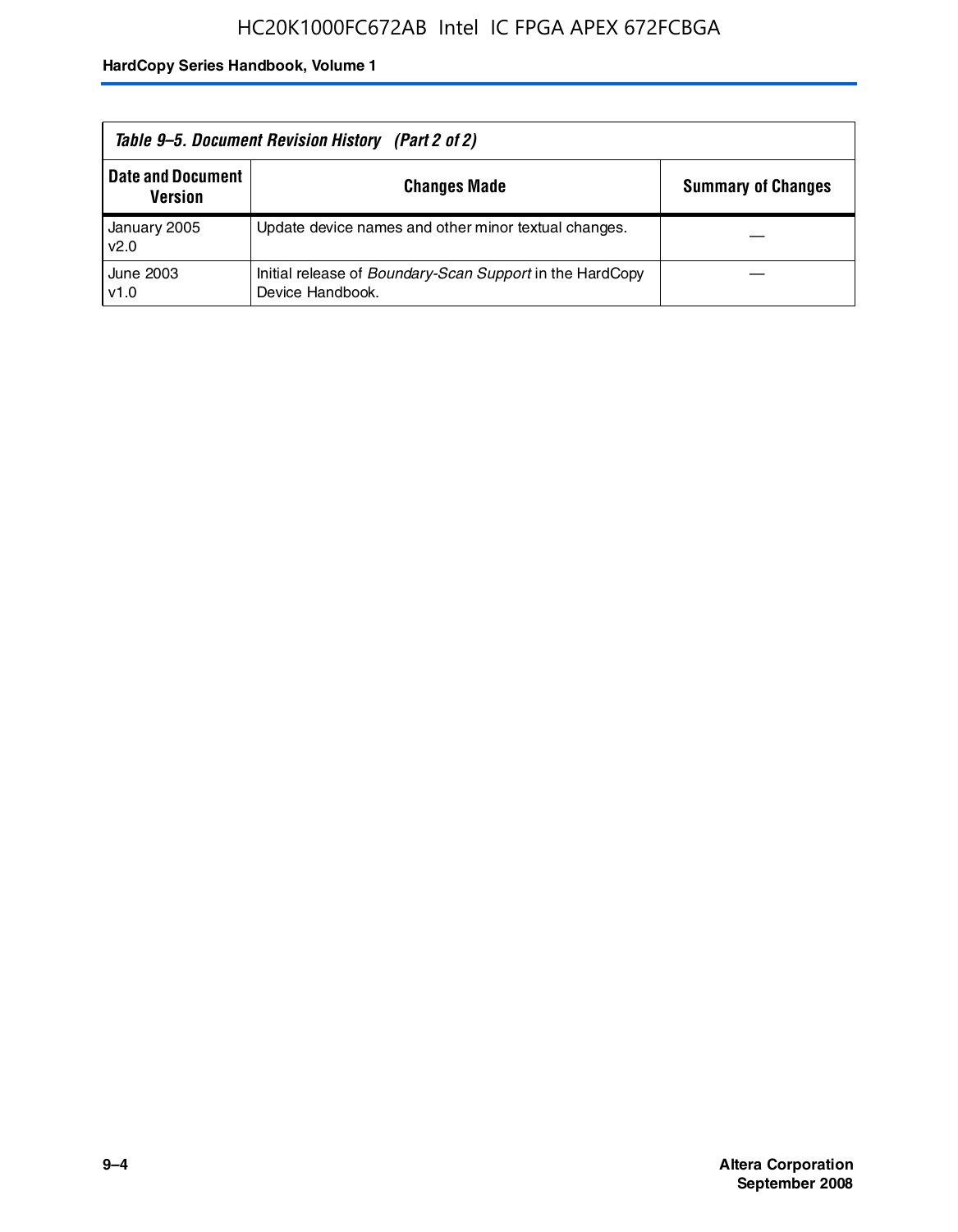Table 9–5. Document Revision History (Part 2 of 2)

| Date and Document Version | Changes Made | Summary of Changes |
|---|---|---|
| January 2005 v2.0 | Update device names and other minor textual changes. | — |
| June 2003 v1.0 | Initial release of *Boundary-Scan Support* in the HardCopy Device Handbook. | — |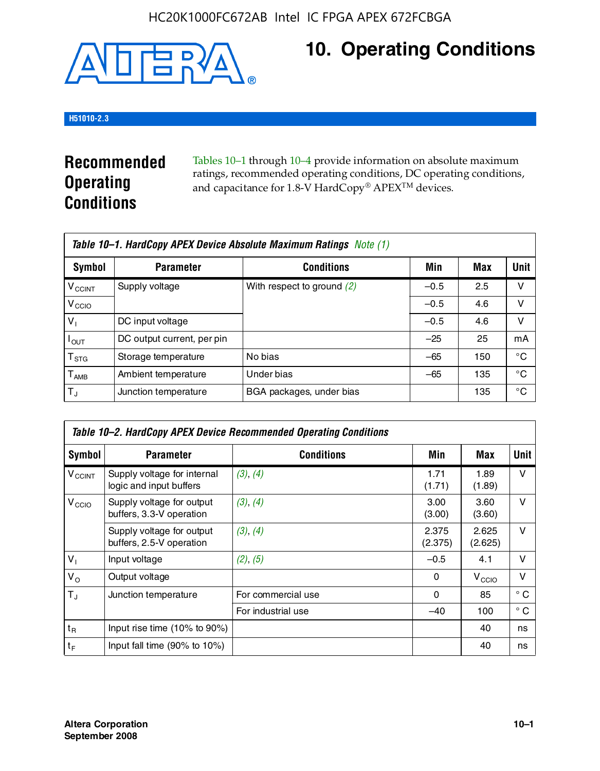# 10. Operating Conditions

H51010-2.3

## Recommended Operating Conditions

Tables 10–1 through 10–4 provide information on absolute maximum ratings, recommended operating conditions, DC operating conditions, and capacitance for 1.8-V HardCopy® APEX™ devices.

**Table 10–1. HardCopy APEX Device Absolute Maximum Ratings** *Note (1)*

| Symbol | Parameter | Conditions | Min | Max | Unit |
|---|---|---|---|---|---|
| $V_{CCINT}$ | Supply voltage | With respect to ground *(2)* | –0.5 | 2.5 | V |
| $V_{CCIO}$ | | | –0.5 | 4.6 | V |
| $V_I$ | DC input voltage | | –0.5 | 4.6 | V |
| $I_{OUT}$ | DC output current, per pin | | –25 | 25 | mA |
| $T_{STG}$ | Storage temperature | No bias | –65 | 150 | °C |
| $T_{AMB}$ | Ambient temperature | Under bias | –65 | 135 | °C |
| $T_J$ | Junction temperature | BGA packages, under bias | | 135 | °C |

**Table 10–2. HardCopy APEX Device Recommended Operating Conditions**

| Symbol | Parameter | Conditions | Min | Max | Unit |
|---|---|---|---|---|---|
| $V_{CCINT}$ | Supply voltage for internal logic and input buffers | *(3)*, *(4)* | 1.71 (1.71) | 1.89 (1.89) | V |
| $V_{CCIO}$ | Supply voltage for output buffers, 3.3-V operation | *(3)*, *(4)* | 3.00 (3.00) | 3.60 (3.60) | V |
| | Supply voltage for output buffers, 2.5-V operation | *(3)*, *(4)* | 2.375 (2.375) | 2.625 (2.625) | V |
| $V_I$ | Input voltage | *(2)*, *(5)* | –0.5 | 4.1 | V |
| $V_O$ | Output voltage | | 0 | $V_{CCIO}$ | V |
| $T_J$ | Junction temperature | For commercial use | 0 | 85 | ° C |
| | | For industrial use | –40 | 100 | ° C |
| $t_R$ | Input rise time (10% to 90%) | | | 40 | ns |
| $t_F$ | Input fall time (90% to 10%) | | | 40 | ns |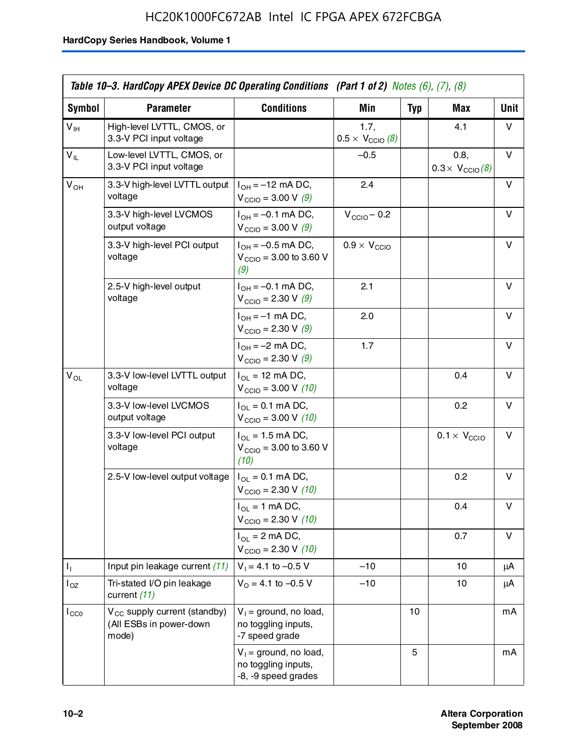**Table 10–3. HardCopy APEX Device DC Operating Conditions (Part 1 of 2)** *Notes (6), (7), (8)*

| Symbol | Parameter | Conditions | Min | Typ | Max | Unit |
|---|---|---|---|---|---|---|
| $V_{IH}$ | High-level LVTTL, CMOS, or 3.3-V PCI input voltage | | 1.7, $0.5 \times V_{CCIO}$ *(8)* | | 4.1 | V |
| $V_{IL}$ | Low-level LVTTL, CMOS, or 3.3-V PCI input voltage | | –0.5 | | 0.8, $0.3 \times V_{CCIO}$ *(8)* | V |
| $V_{OH}$ | 3.3-V high-level LVTTL output voltage | $I_{OH}$ = –12 mA DC, $V_{CCIO}$ = 3.00 V *(9)* | 2.4 | | | V |
| | 3.3-V high-level LVCMOS output voltage | $I_{OH}$ = –0.1 mA DC, $V_{CCIO}$ = 3.00 V *(9)* | $V_{CCIO}$ – 0.2 | | | V |
| | 3.3-V high-level PCI output voltage | $I_{OH}$ = –0.5 mA DC, $V_{CCIO}$ = 3.00 to 3.60 V *(9)* | $0.9 \times V_{CCIO}$ | | | V |
| | 2.5-V high-level output voltage | $I_{OH}$ = –0.1 mA DC, $V_{CCIO}$ = 2.30 V *(9)* | 2.1 | | | V |
| | | $I_{OH}$ = –1 mA DC, $V_{CCIO}$ = 2.30 V *(9)* | 2.0 | | | V |
| | | $I_{OH}$ = –2 mA DC, $V_{CCIO}$ = 2.30 V *(9)* | 1.7 | | | V |
| $V_{OL}$ | 3.3-V low-level LVTTL output voltage | $I_{OL}$ = 12 mA DC, $V_{CCIO}$ = 3.00 V *(10)* | | | 0.4 | V |
| | 3.3-V low-level LVCMOS output voltage | $I_{OL}$ = 0.1 mA DC, $V_{CCIO}$ = 3.00 V *(10)* | | | 0.2 | V |
| | 3.3-V low-level PCI output voltage | $I_{OL}$ = 1.5 mA DC, $V_{CCIO}$ = 3.00 to 3.60 V *(10)* | | | $0.1 \times V_{CCIO}$ | V |
| | 2.5-V low-level output voltage | $I_{OL}$ = 0.1 mA DC, $V_{CCIO}$ = 2.30 V *(10)* | | | 0.2 | V |
| | | $I_{OL}$ = 1 mA DC, $V_{CCIO}$ = 2.30 V *(10)* | | | 0.4 | V |
| | | $I_{OL}$ = 2 mA DC, $V_{CCIO}$ = 2.30 V *(10)* | | | 0.7 | V |
| $I_I$ | Input pin leakage current *(11)* | $V_I$ = 4.1 to –0.5 V | –10 | | 10 | μA |
| $I_{OZ}$ | Tri-stated I/O pin leakage current *(11)* | $V_O$ = 4.1 to –0.5 V | –10 | | 10 | μA |
| $I_{CC0}$ | $V_{CC}$ supply current (standby) (All ESBs in power-down mode) | $V_I$ = ground, no load, no toggling inputs, -7 speed grade | | 10 | | mA |
| | | $V_I$ = ground, no load, no toggling inputs, -8, -9 speed grades | | 5 | | mA |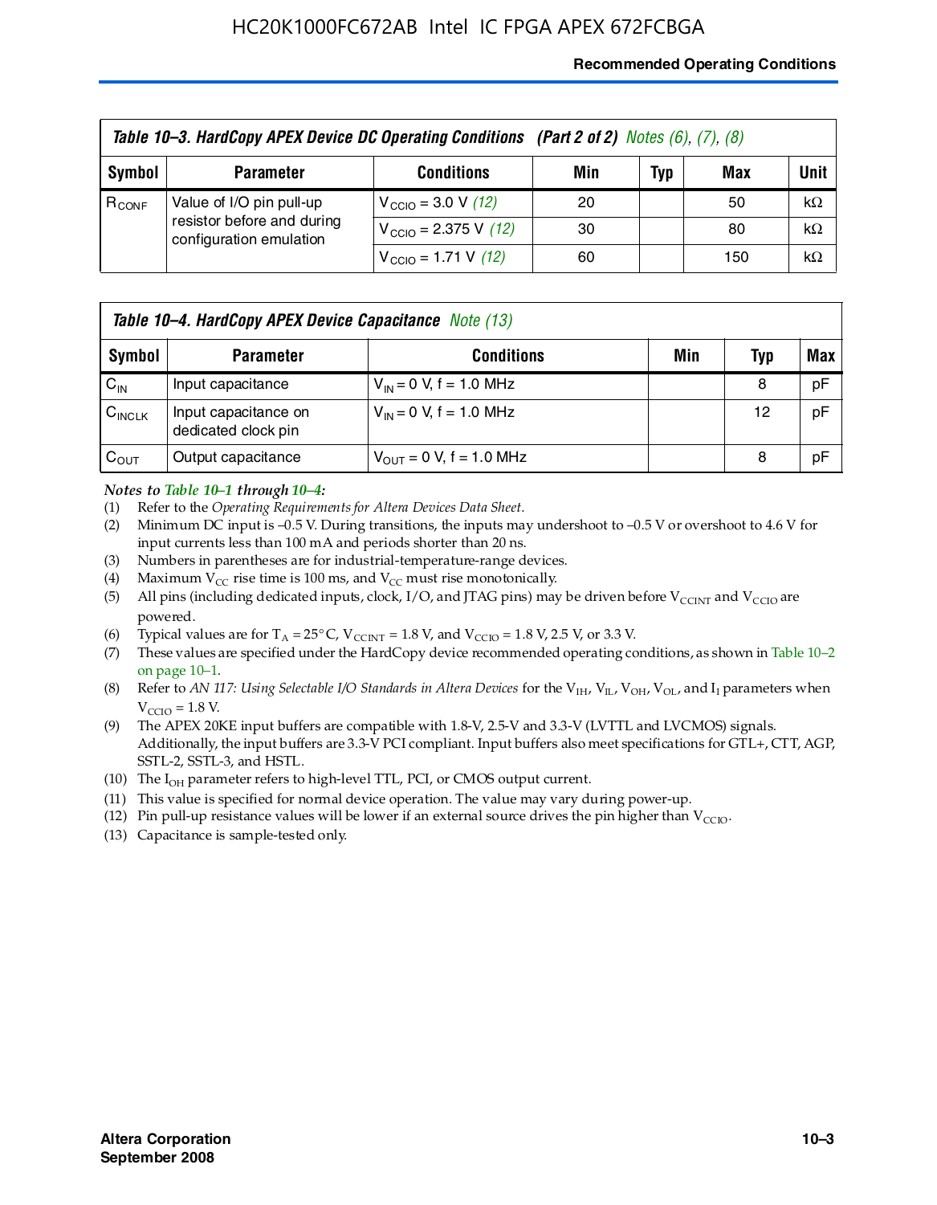**Table 10–3. HardCopy APEX Device DC Operating Conditions (Part 2 of 2)** *Notes (6), (7), (8)*

| Symbol | Parameter | Conditions | Min | Typ | Max | Unit |
|---|---|---|---|---|---|---|
| $R_{CONF}$ | Value of I/O pin pull-up resistor before and during configuration emulation | $V_{CCIO}$ = 3.0 V *(12)* | 20 | | 50 | kΩ |
| | | $V_{CCIO}$ = 2.375 V *(12)* | 30 | | 80 | kΩ |
| | | $V_{CCIO}$ = 1.71 V *(12)* | 60 | | 150 | kΩ |

**Table 10–4. HardCopy APEX Device Capacitance** *Note (13)*

| Symbol | Parameter | Conditions | Min | Typ | Max |
|---|---|---|---|---|---|
| $C_{IN}$ | Input capacitance | $V_{IN}$ = 0 V, f = 1.0 MHz | | 8 | pF |
| $C_{INCLK}$ | Input capacitance on dedicated clock pin | $V_{IN}$ = 0 V, f = 1.0 MHz | | 12 | pF |
| $C_{OUT}$ | Output capacitance | $V_{OUT}$ = 0 V, f = 1.0 MHz | | 8 | pF |

*Notes to Table 10–1 through 10–4:*

(1) Refer to the *Operating Requirements for Altera Devices Data Sheet*.

(2) Minimum DC input is –0.5 V. During transitions, the inputs may undershoot to –0.5 V or overshoot to 4.6 V for input currents less than 100 mA and periods shorter than 20 ns.

(3) Numbers in parentheses are for industrial-temperature-range devices.

(4) Maximum $V_{CC}$ rise time is 100 ms, and $V_{CC}$ must rise monotonically.

(5) All pins (including dedicated inputs, clock, I/O, and JTAG pins) may be driven before $V_{CCINT}$ and $V_{CCIO}$ are powered.

(6) Typical values are for $T_A$ = 25° C, $V_{CCINT}$ = 1.8 V, and $V_{CCIO}$ = 1.8 V, 2.5 V, or 3.3 V.

(7) These values are specified under the HardCopy device recommended operating conditions, as shown in Table 10–2 on page 10–1.

(8) Refer to *AN 117: Using Selectable I/O Standards in Altera Devices* for the $V_{IH}$, $V_{IL}$, $V_{OH}$, $V_{OL}$, and $I_I$ parameters when $V_{CCIO}$ = 1.8 V.

(9) The APEX 20KE input buffers are compatible with 1.8-V, 2.5-V and 3.3-V (LVTTL and LVCMOS) signals. Additionally, the input buffers are 3.3-V PCI compliant. Input buffers also meet specifications for GTL+, CTT, AGP, SSTL-2, SSTL-3, and HSTL.

(10) The $I_{OH}$ parameter refers to high-level TTL, PCI, or CMOS output current.

(11) This value is specified for normal device operation. The value may vary during power-up.

(12) Pin pull-up resistance values will be lower if an external source drives the pin higher than $V_{CCIO}$.

(13) Capacitance is sample-tested only.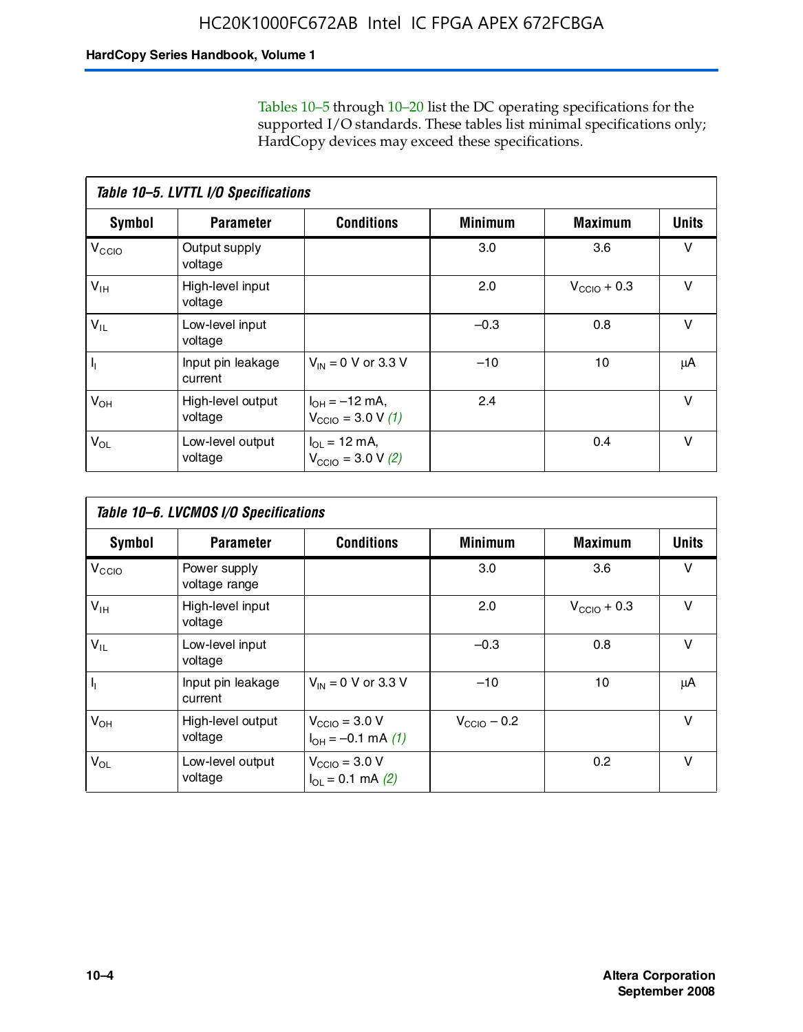Tables 10–5 through 10–20 list the DC operating specifications for the supported I/O standards. These tables list minimal specifications only; HardCopy devices may exceed these specifications.

**Table 10–5. LVTTL I/O Specifications**

| Symbol | Parameter | Conditions | Minimum | Maximum | Units |
|---|---|---|---|---|---|
| $V_{CCIO}$ | Output supply voltage | | 3.0 | 3.6 | V |
| $V_{IH}$ | High-level input voltage | | 2.0 | $V_{CCIO}$ + 0.3 | V |
| $V_{IL}$ | Low-level input voltage | | –0.3 | 0.8 | V |
| $I_I$ | Input pin leakage current | $V_{IN}$ = 0 V or 3.3 V | –10 | 10 | µA |
| $V_{OH}$ | High-level output voltage | $I_{OH}$ = –12 mA, $V_{CCIO}$ = 3.0 V *(1)* | 2.4 | | V |
| $V_{OL}$ | Low-level output voltage | $I_{OL}$ = 12 mA, $V_{CCIO}$ = 3.0 V *(2)* | | 0.4 | V |

**Table 10–6. LVCMOS I/O Specifications**

| Symbol | Parameter | Conditions | Minimum | Maximum | Units |
|---|---|---|---|---|---|
| $V_{CCIO}$ | Power supply voltage range | | 3.0 | 3.6 | V |
| $V_{IH}$ | High-level input voltage | | 2.0 | $V_{CCIO}$ + 0.3 | V |
| $V_{IL}$ | Low-level input voltage | | –0.3 | 0.8 | V |
| $I_I$ | Input pin leakage current | $V_{IN}$ = 0 V or 3.3 V | –10 | 10 | µA |
| $V_{OH}$ | High-level output voltage | $V_{CCIO}$ = 3.0 V $I_{OH}$ = –0.1 mA *(1)* | $V_{CCIO}$ – 0.2 | | V |
| $V_{OL}$ | Low-level output voltage | $V_{CCIO}$ = 3.0 V $I_{OL}$ = 0.1 mA *(2)* | | 0.2 | V |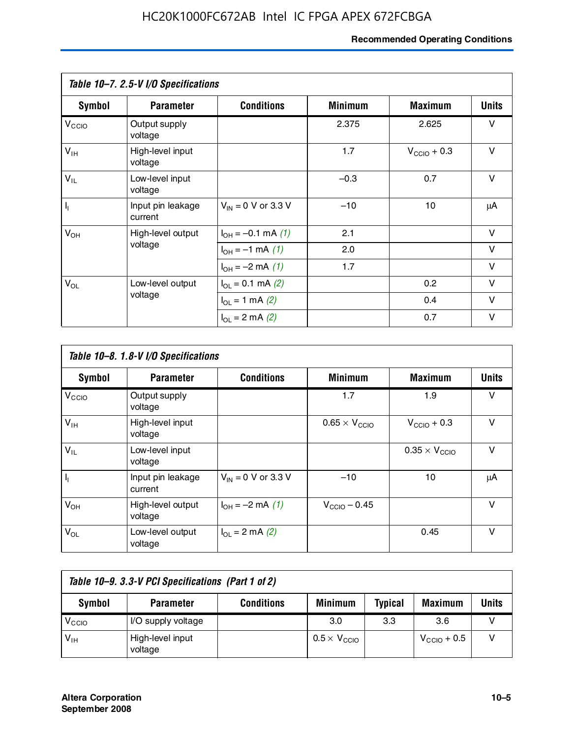*Table 10–7. 2.5-V I/O Specifications*

| Symbol | Parameter | Conditions | Minimum | Maximum | Units |
|---|---|---|---|---|---|
| $V_{CCIO}$ | Output supply voltage | | 2.375 | 2.625 | V |
| $V_{IH}$ | High-level input voltage | | 1.7 | $V_{CCIO}$ + 0.3 | V |
| $V_{IL}$ | Low-level input voltage | | –0.3 | 0.7 | V |
| $I_I$ | Input pin leakage current | $V_{IN}$ = 0 V or 3.3 V | –10 | 10 | μA |
| $V_{OH}$ | High-level output voltage | $I_{OH}$ = –0.1 mA *(1)* | 2.1 | | V |
| | | $I_{OH}$ = –1 mA *(1)* | 2.0 | | V |
| | | $I_{OH}$ = –2 mA *(1)* | 1.7 | | V |
| $V_{OL}$ | Low-level output voltage | $I_{OL}$ = 0.1 mA *(2)* | | 0.2 | V |
| | | $I_{OL}$ = 1 mA *(2)* | | 0.4 | V |
| | | $I_{OL}$ = 2 mA *(2)* | | 0.7 | V |

*Table 10–8. 1.8-V I/O Specifications*

| Symbol | Parameter | Conditions | Minimum | Maximum | Units |
|---|---|---|---|---|---|
| $V_{CCIO}$ | Output supply voltage | | 1.7 | 1.9 | V |
| $V_{IH}$ | High-level input voltage | | 0.65 × $V_{CCIO}$ | $V_{CCIO}$ + 0.3 | V |
| $V_{IL}$ | Low-level input voltage | | | 0.35 × $V_{CCIO}$ | V |
| $I_I$ | Input pin leakage current | $V_{IN}$ = 0 V or 3.3 V | –10 | 10 | μA |
| $V_{OH}$ | High-level output voltage | $I_{OH}$ = –2 mA *(1)* | $V_{CCIO}$ – 0.45 | | V |
| $V_{OL}$ | Low-level output voltage | $I_{OL}$ = 2 mA *(2)* | | 0.45 | V |

*Table 10–9. 3.3-V PCI Specifications (Part 1 of 2)*

| Symbol | Parameter | Conditions | Minimum | Typical | Maximum | Units |
|---|---|---|---|---|---|---|
| $V_{CCIO}$ | I/O supply voltage | | 3.0 | 3.3 | 3.6 | V |
| $V_{IH}$ | High-level input voltage | | 0.5 × $V_{CCIO}$ | | $V_{CCIO}$ + 0.5 | V |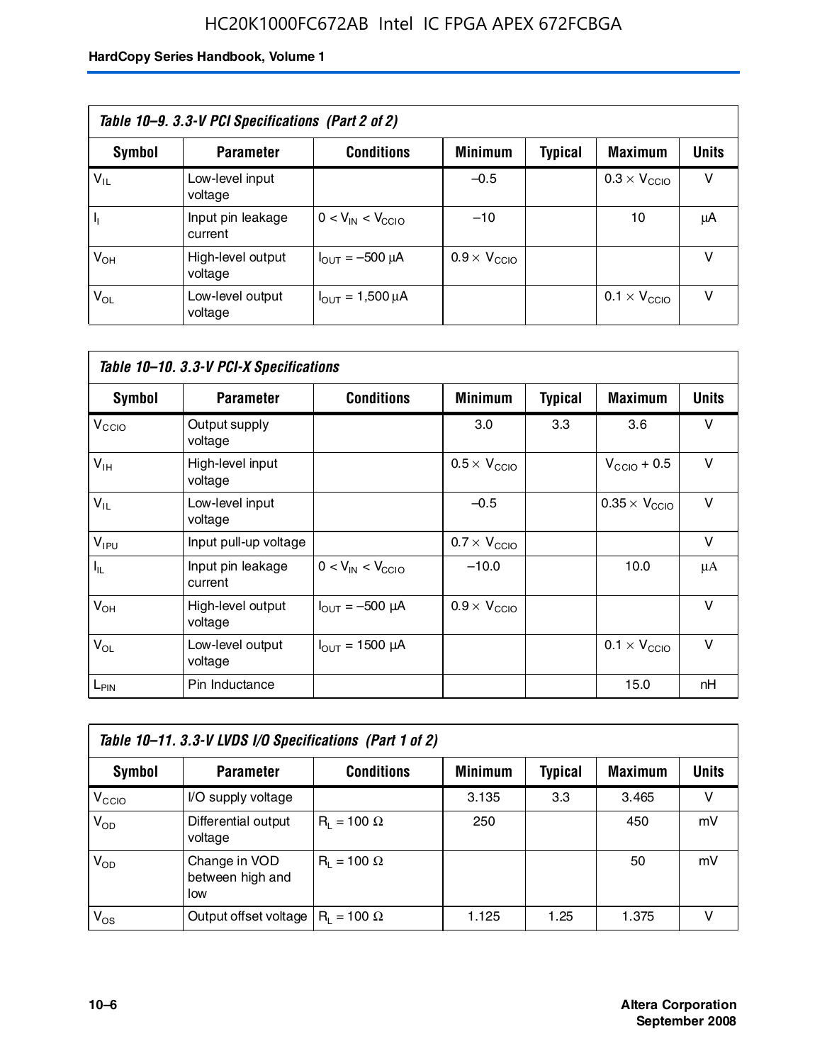**Table 10–9. 3.3-V PCI Specifications (Part 2 of 2)**

| Symbol | Parameter | Conditions | Minimum | Typical | Maximum | Units |
|---|---|---|---|---|---|---|
| $V_{IL}$ | Low-level input voltage | | –0.5 | | $0.3 \times V_{CCIO}$ | V |
| $I_I$ | Input pin leakage current | $0 < V_{IN} < V_{CCIO}$ | –10 | | 10 | μA |
| $V_{OH}$ | High-level output voltage | $I_{OUT}$ = –500 μA | $0.9 \times V_{CCIO}$ | | | V |
| $V_{OL}$ | Low-level output voltage | $I_{OUT}$ = 1,500 μA | | | $0.1 \times V_{CCIO}$ | V |

**Table 10–10. 3.3-V PCI-X Specifications**

| Symbol | Parameter | Conditions | Minimum | Typical | Maximum | Units |
|---|---|---|---|---|---|---|
| $V_{CCIO}$ | Output supply voltage | | 3.0 | 3.3 | 3.6 | V |
| $V_{IH}$ | High-level input voltage | | $0.5 \times V_{CCIO}$ | | $V_{CCIO} + 0.5$ | V |
| $V_{IL}$ | Low-level input voltage | | –0.5 | | $0.35 \times V_{CCIO}$ | V |
| $V_{IPU}$ | Input pull-up voltage | | $0.7 \times V_{CCIO}$ | | | V |
| $I_{IL}$ | Input pin leakage current | $0 < V_{IN} < V_{CCIO}$ | –10.0 | | 10.0 | μA |
| $V_{OH}$ | High-level output voltage | $I_{OUT}$ = –500 μA | $0.9 \times V_{CCIO}$ | | | V |
| $V_{OL}$ | Low-level output voltage | $I_{OUT}$ = 1500 μA | | | $0.1 \times V_{CCIO}$ | V |
| $L_{PIN}$ | Pin Inductance | | | | 15.0 | nH |

**Table 10–11. 3.3-V LVDS I/O Specifications (Part 1 of 2)**

| Symbol | Parameter | Conditions | Minimum | Typical | Maximum | Units |
|---|---|---|---|---|---|---|
| $V_{CCIO}$ | I/O supply voltage | | 3.135 | 3.3 | 3.465 | V |
| $V_{OD}$ | Differential output voltage | $R_L$ = 100 Ω | 250 | | 450 | mV |
| $V_{OD}$ | Change in VOD between high and low | $R_L$ = 100 Ω | | | 50 | mV |
| $V_{OS}$ | Output offset voltage | $R_L$ = 100 Ω | 1.125 | 1.25 | 1.375 | V |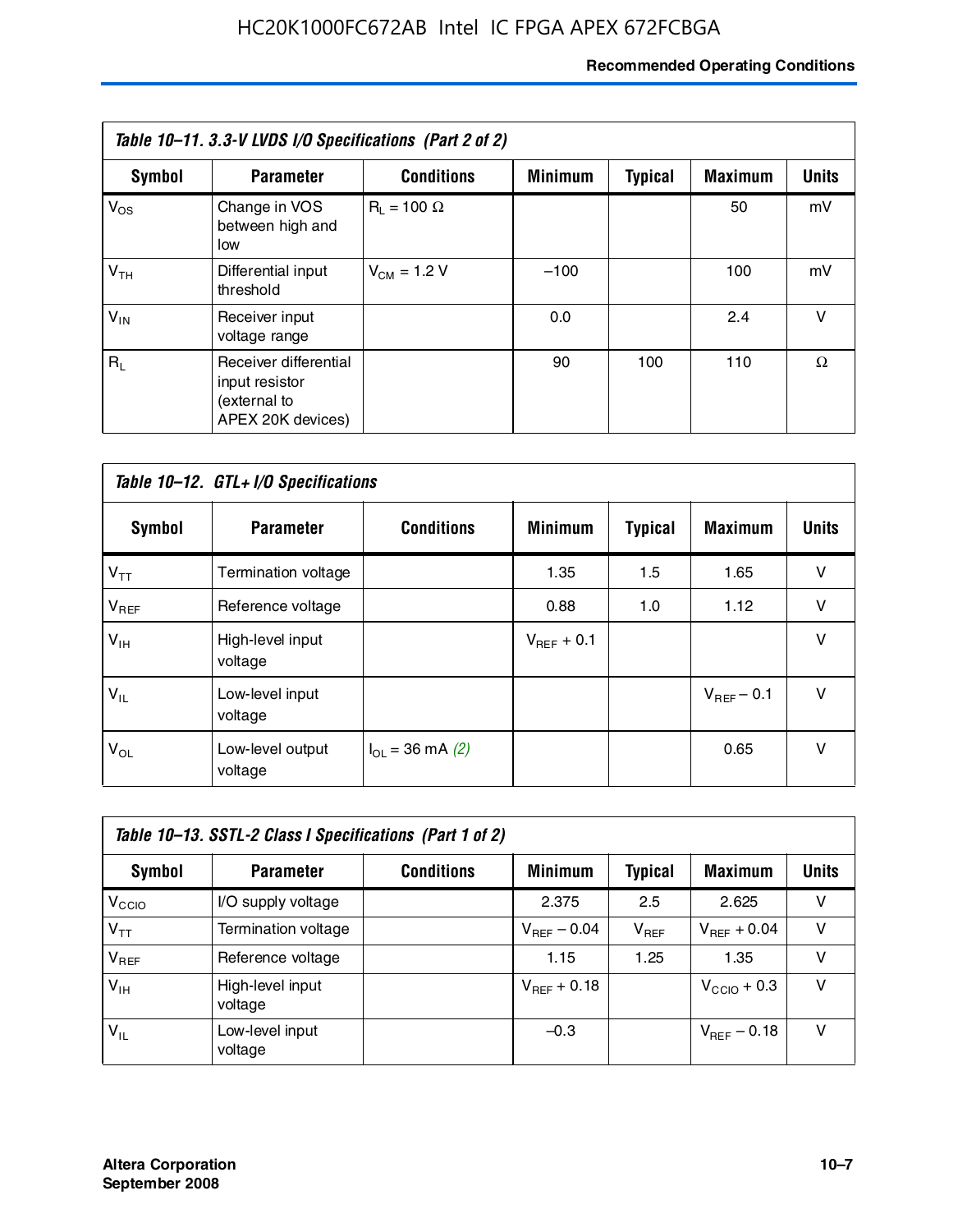*Table 10–11. 3.3-V LVDS I/O Specifications (Part 2 of 2)*

| Symbol | Parameter | Conditions | Minimum | Typical | Maximum | Units |
|---|---|---|---|---|---|---|
| $V_{OS}$ | Change in VOS between high and low | $R_L$ = 100 Ω | | | 50 | mV |
| $V_{TH}$ | Differential input threshold | $V_{CM}$ = 1.2 V | –100 | | 100 | mV |
| $V_{IN}$ | Receiver input voltage range | | 0.0 | | 2.4 | V |
| $R_L$ | Receiver differential input resistor (external to APEX 20K devices) | | 90 | 100 | 110 | Ω |

*Table 10–12. GTL+ I/O Specifications*

| Symbol | Parameter | Conditions | Minimum | Typical | Maximum | Units |
|---|---|---|---|---|---|---|
| $V_{TT}$ | Termination voltage | | 1.35 | 1.5 | 1.65 | V |
| $V_{REF}$ | Reference voltage | | 0.88 | 1.0 | 1.12 | V |
| $V_{IH}$ | High-level input voltage | | $V_{REF}$ + 0.1 | | | V |
| $V_{IL}$ | Low-level input voltage | | | | $V_{REF}$ – 0.1 | V |
| $V_{OL}$ | Low-level output voltage | $I_{OL}$ = 36 mA *(2)* | | | 0.65 | V |

*Table 10–13. SSTL-2 Class I Specifications (Part 1 of 2)*

| Symbol | Parameter | Conditions | Minimum | Typical | Maximum | Units |
|---|---|---|---|---|---|---|
| $V_{CCIO}$ | I/O supply voltage | | 2.375 | 2.5 | 2.625 | V |
| $V_{TT}$ | Termination voltage | | $V_{REF}$ – 0.04 | $V_{REF}$ | $V_{REF}$ + 0.04 | V |
| $V_{REF}$ | Reference voltage | | 1.15 | 1.25 | 1.35 | V |
| $V_{IH}$ | High-level input voltage | | $V_{REF}$ + 0.18 | | $V_{CCIO}$ + 0.3 | V |
| $V_{IL}$ | Low-level input voltage | | –0.3 | | $V_{REF}$ – 0.18 | V |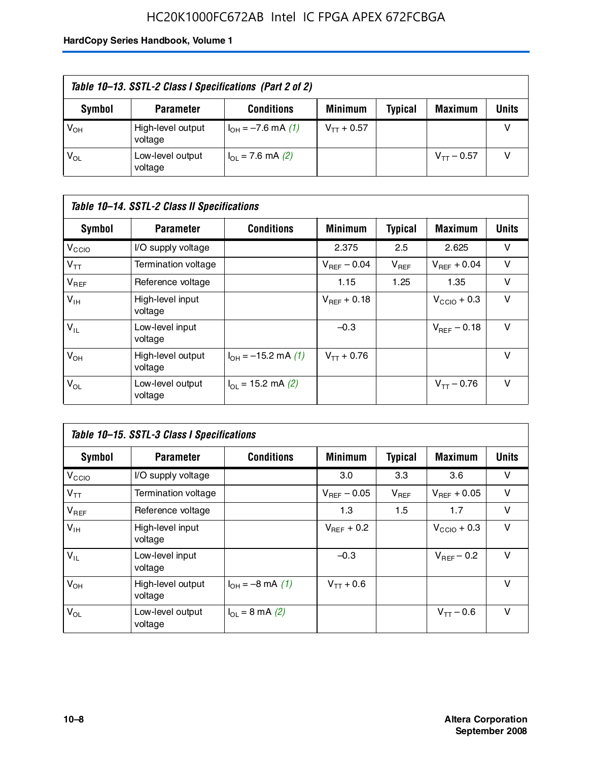*Table 10–13. SSTL-2 Class I Specifications (Part 2 of 2)*

| Symbol | Parameter | Conditions | Minimum | Typical | Maximum | Units |
|---|---|---|---|---|---|---|
| $V_{OH}$ | High-level output voltage | $I_{OH}$ = –7.6 mA *(1)* | $V_{TT}$ + 0.57 | | | V |
| $V_{OL}$ | Low-level output voltage | $I_{OL}$ = 7.6 mA *(2)* | | | $V_{TT}$ – 0.57 | V |

*Table 10–14. SSTL-2 Class II Specifications*

| Symbol | Parameter | Conditions | Minimum | Typical | Maximum | Units |
|---|---|---|---|---|---|---|
| $V_{CCIO}$ | I/O supply voltage | | 2.375 | 2.5 | 2.625 | V |
| $V_{TT}$ | Termination voltage | | $V_{REF}$ – 0.04 | $V_{REF}$ | $V_{REF}$ + 0.04 | V |
| $V_{REF}$ | Reference voltage | | 1.15 | 1.25 | 1.35 | V |
| $V_{IH}$ | High-level input voltage | | $V_{REF}$ + 0.18 | | $V_{CCIO}$ + 0.3 | V |
| $V_{IL}$ | Low-level input voltage | | –0.3 | | $V_{REF}$ – 0.18 | V |
| $V_{OH}$ | High-level output voltage | $I_{OH}$ = –15.2 mA *(1)* | $V_{TT}$ + 0.76 | | | V |
| $V_{OL}$ | Low-level output voltage | $I_{OL}$ = 15.2 mA *(2)* | | | $V_{TT}$ – 0.76 | V |

*Table 10–15. SSTL-3 Class I Specifications*

| Symbol | Parameter | Conditions | Minimum | Typical | Maximum | Units |
|---|---|---|---|---|---|---|
| $V_{CCIO}$ | I/O supply voltage | | 3.0 | 3.3 | 3.6 | V |
| $V_{TT}$ | Termination voltage | | $V_{REF}$ – 0.05 | $V_{REF}$ | $V_{REF}$ + 0.05 | V |
| $V_{REF}$ | Reference voltage | | 1.3 | 1.5 | 1.7 | V |
| $V_{IH}$ | High-level input voltage | | $V_{REF}$ + 0.2 | | $V_{CCIO}$ + 0.3 | V |
| $V_{IL}$ | Low-level input voltage | | –0.3 | | $V_{REF}$ – 0.2 | V |
| $V_{OH}$ | High-level output voltage | $I_{OH}$ = –8 mA *(1)* | $V_{TT}$ + 0.6 | | | V |
| $V_{OL}$ | Low-level output voltage | $I_{OL}$ = 8 mA *(2)* | | | $V_{TT}$ – 0.6 | V |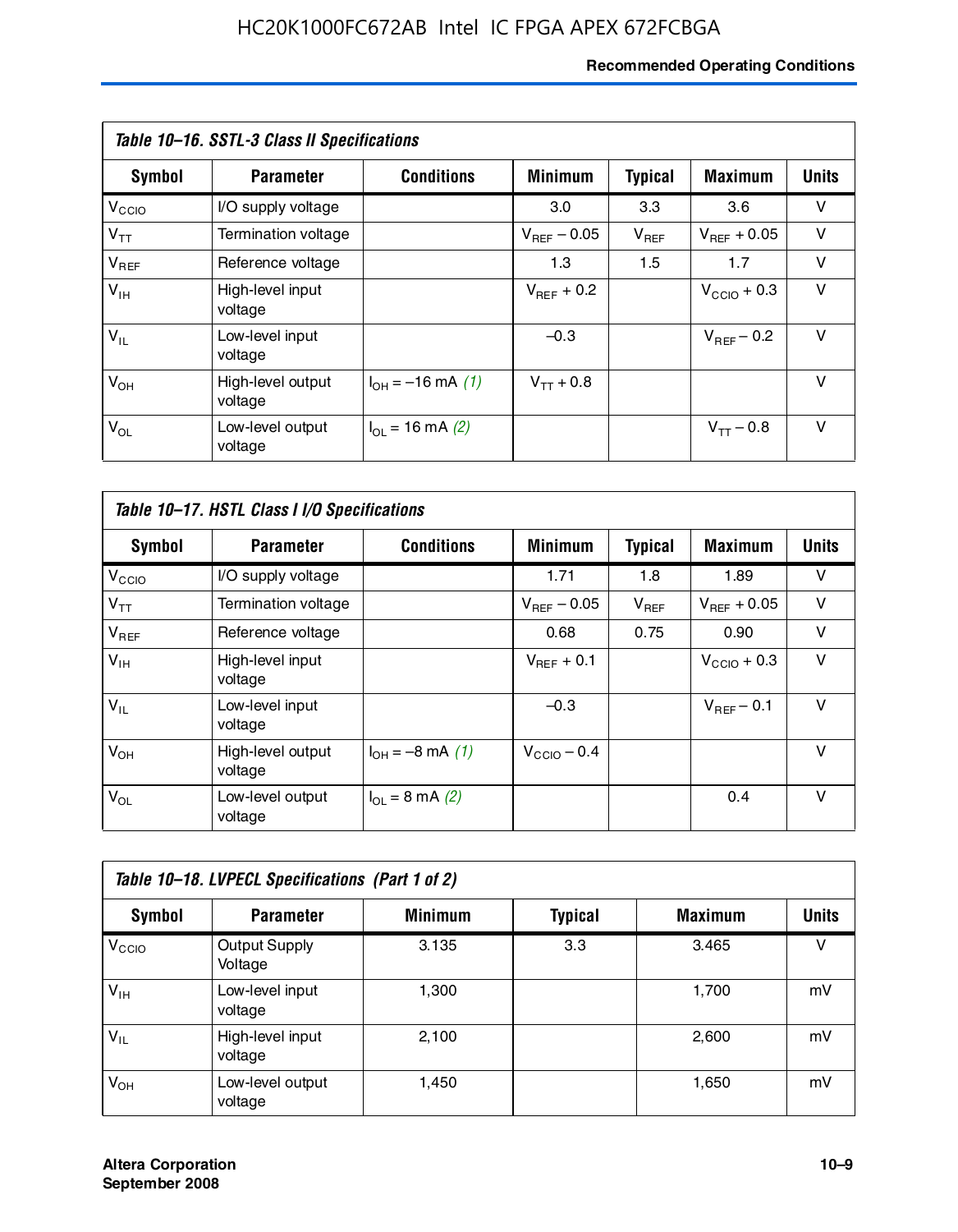**Table 10–16. SSTL-3 Class II Specifications**

| Symbol | Parameter | Conditions | Minimum | Typical | Maximum | Units |
|---|---|---|---|---|---|---|
| $V_{CCIO}$ | I/O supply voltage | | 3.0 | 3.3 | 3.6 | V |
| $V_{TT}$ | Termination voltage | | $V_{REF} - 0.05$ | $V_{REF}$ | $V_{REF} + 0.05$ | V |
| $V_{REF}$ | Reference voltage | | 1.3 | 1.5 | 1.7 | V |
| $V_{IH}$ | High-level input voltage | | $V_{REF} + 0.2$ | | $V_{CCIO} + 0.3$ | V |
| $V_{IL}$ | Low-level input voltage | | –0.3 | | $V_{REF} – 0.2$ | V |
| $V_{OH}$ | High-level output voltage | $I_{OH}$ = –16 mA *(1)* | $V_{TT} + 0.8$ | | | V |
| $V_{OL}$ | Low-level output voltage | $I_{OL}$ = 16 mA *(2)* | | | $V_{TT} – 0.8$ | V |

**Table 10–17. HSTL Class I I/O Specifications**

| Symbol | Parameter | Conditions | Minimum | Typical | Maximum | Units |
|---|---|---|---|---|---|---|
| $V_{CCIO}$ | I/O supply voltage | | 1.71 | 1.8 | 1.89 | V |
| $V_{TT}$ | Termination voltage | | $V_{REF} - 0.05$ | $V_{REF}$ | $V_{REF} + 0.05$ | V |
| $V_{REF}$ | Reference voltage | | 0.68 | 0.75 | 0.90 | V |
| $V_{IH}$ | High-level input voltage | | $V_{REF} + 0.1$ | | $V_{CCIO} + 0.3$ | V |
| $V_{IL}$ | Low-level input voltage | | –0.3 | | $V_{REF} – 0.1$ | V |
| $V_{OH}$ | High-level output voltage | $I_{OH}$ = –8 mA *(1)* | $V_{CCIO} – 0.4$ | | | V |
| $V_{OL}$ | Low-level output voltage | $I_{OL}$ = 8 mA *(2)* | | | 0.4 | V |

**Table 10–18. LVPECL Specifications (Part 1 of 2)**

| Symbol | Parameter | Minimum | Typical | Maximum | Units |
|---|---|---|---|---|---|
| $V_{CCIO}$ | Output Supply Voltage | 3.135 | 3.3 | 3.465 | V |
| $V_{IH}$ | Low-level input voltage | 1,300 | | 1,700 | mV |
| $V_{IL}$ | High-level input voltage | 2,100 | | 2,600 | mV |
| $V_{OH}$ | Low-level output voltage | 1,450 | | 1,650 | mV |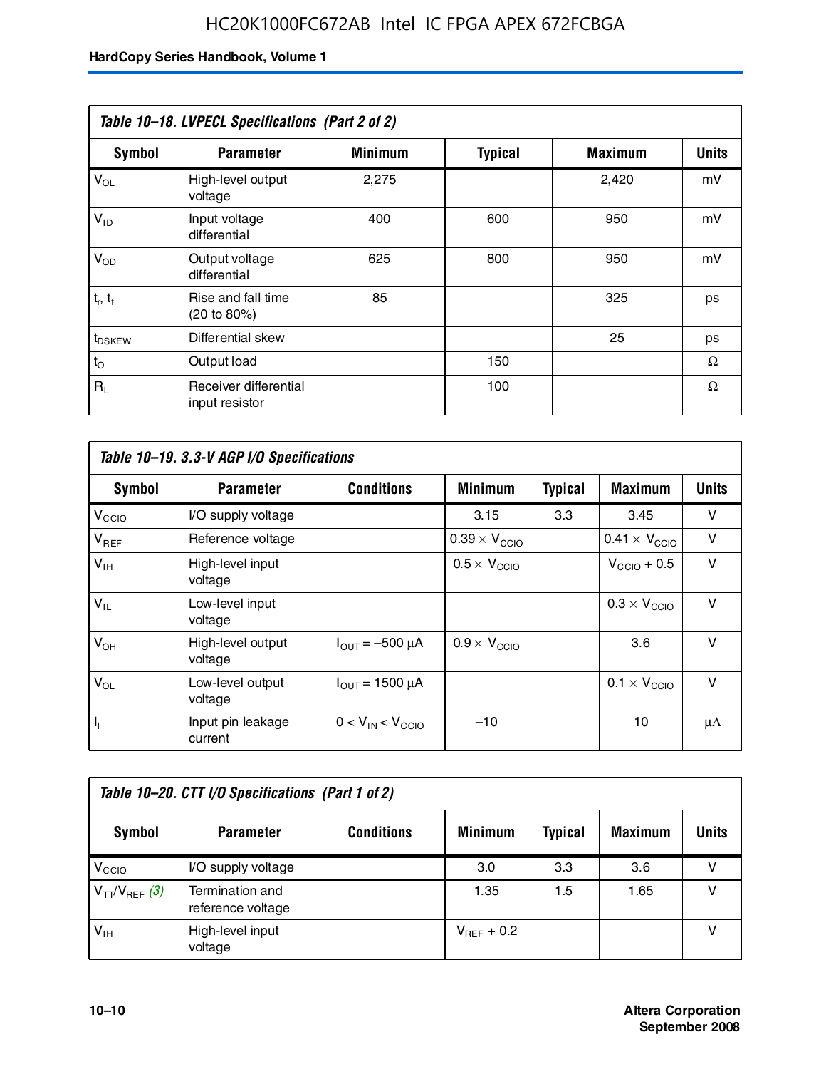**Table 10–18. LVPECL Specifications (Part 2 of 2)**

| Symbol | Parameter | Minimum | Typical | Maximum | Units |
|---|---|---|---|---|---|
| $V_{OL}$ | High-level output voltage | 2,275 | | 2,420 | mV |
| $V_{ID}$ | Input voltage differential | 400 | 600 | 950 | mV |
| $V_{OD}$ | Output voltage differential | 625 | 800 | 950 | mV |
| $t_r$, $t_f$ | Rise and fall time (20 to 80%) | 85 | | 325 | ps |
| $t_{DSKEW}$ | Differential skew | | | 25 | ps |
| $t_O$ | Output load | | 150 | | Ω |
| $R_L$ | Receiver differential input resistor | | 100 | | Ω |

**Table 10–19. 3.3-V AGP I/O Specifications**

| Symbol | Parameter | Conditions | Minimum | Typical | Maximum | Units |
|---|---|---|---|---|---|---|
| $V_{CCIO}$ | I/O supply voltage | | 3.15 | 3.3 | 3.45 | V |
| $V_{REF}$ | Reference voltage | | $0.39 \times V_{CCIO}$ | | $0.41 \times V_{CCIO}$ | V |
| $V_{IH}$ | High-level input voltage | | $0.5 \times V_{CCIO}$ | | $V_{CCIO} + 0.5$ | V |
| $V_{IL}$ | Low-level input voltage | | | | $0.3 \times V_{CCIO}$ | V |
| $V_{OH}$ | High-level output voltage | $I_{OUT} = -500$ µA | $0.9 \times V_{CCIO}$ | | 3.6 | V |
| $V_{OL}$ | Low-level output voltage | $I_{OUT} = 1500$ µA | | | $0.1 \times V_{CCIO}$ | V |
| $I_I$ | Input pin leakage current | $0 < V_{IN} < V_{CCIO}$ | –10 | | 10 | µA |

**Table 10–20. CTT I/O Specifications (Part 1 of 2)**

| Symbol | Parameter | Conditions | Minimum | Typical | Maximum | Units |
|---|---|---|---|---|---|---|
| $V_{CCIO}$ | I/O supply voltage | | 3.0 | 3.3 | 3.6 | V |
| $V_{TT}/V_{REF}$ *(3)* | Termination and reference voltage | | 1.35 | 1.5 | 1.65 | V |
| $V_{IH}$ | High-level input voltage | | $V_{REF} + 0.2$ | | | V |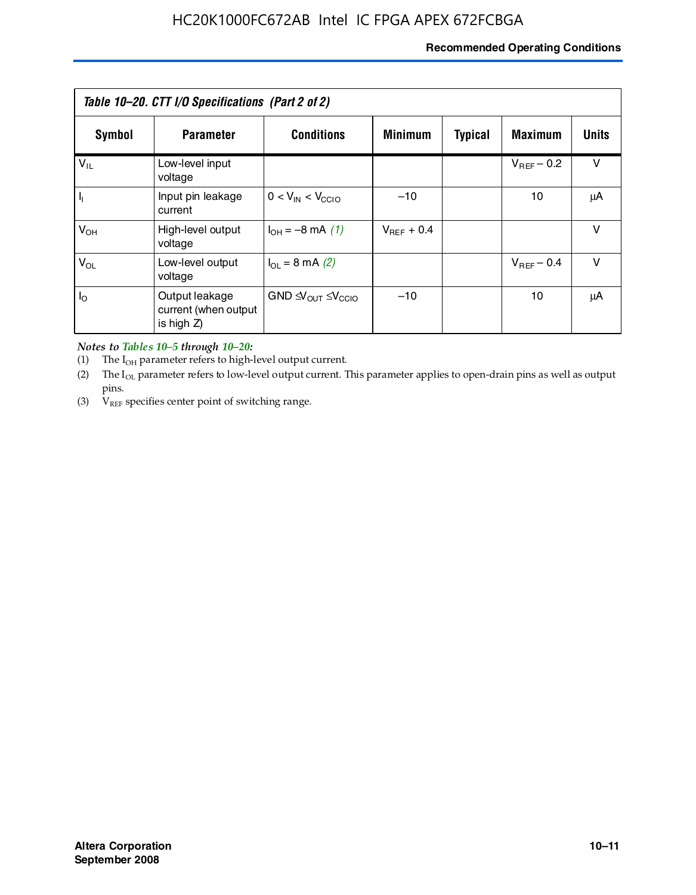*Table 10–20. CTT I/O Specifications (Part 2 of 2)*

| Symbol | Parameter | Conditions | Minimum | Typical | Maximum | Units |
|---|---|---|---|---|---|---|
| $V_{IL}$ | Low-level input voltage | | | | $V_{REF}$ – 0.2 | V |
| $I_I$ | Input pin leakage current | $0 < V_{IN} < V_{CCIO}$ | –10 | | 10 | μA |
| $V_{OH}$ | High-level output voltage | $I_{OH}$ = –8 mA *(1)* | $V_{REF}$ + 0.4 | | | V |
| $V_{OL}$ | Low-level output voltage | $I_{OL}$ = 8 mA *(2)* | | | $V_{REF}$ – 0.4 | V |
| $I_O$ | Output leakage current (when output is high Z) | GND $\leq V_{OUT} \leq V_{CCIO}$ | –10 | | 10 | μA |

*Notes to Tables 10–5 through 10–20:*

(1) The $I_{OH}$ parameter refers to high-level output current.

(2) The $I_{OL}$ parameter refers to low-level output current. This parameter applies to open-drain pins as well as output pins.

(3) $V_{REF}$ specifies center point of switching range.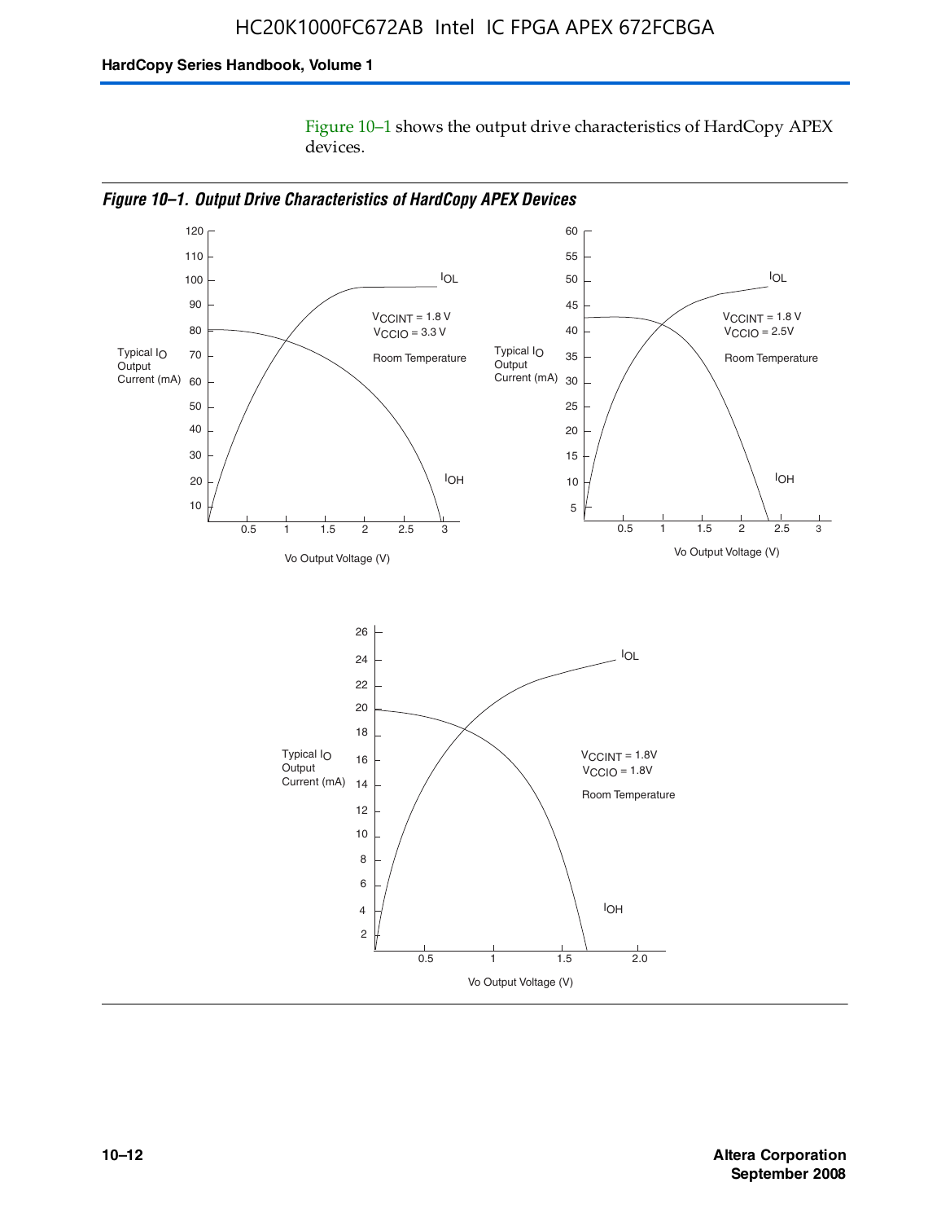Figure 10–1 shows the output drive characteristics of HardCopy APEX devices.

*Figure 10–1. Output Drive Characteristics of HardCopy APEX Devices*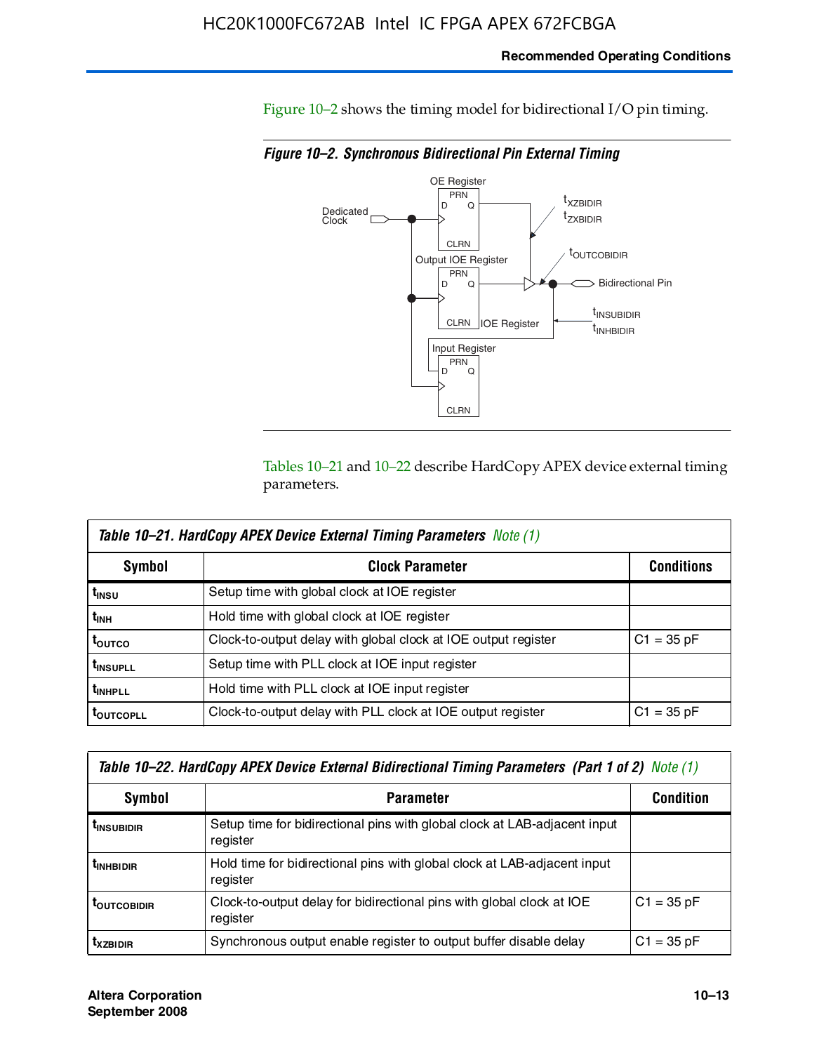Figure 10–2 shows the timing model for bidirectional I/O pin timing.

*Figure 10–2. Synchronous Bidirectional Pin External Timing*

Tables 10–21 and 10–22 describe HardCopy APEX device external timing parameters.

*Table 10–21. HardCopy APEX Device External Timing Parameters Note (1)*

| Symbol | Clock Parameter | Conditions |
|---|---|---|
| $t_{INSU}$ | Setup time with global clock at IOE register | |
| $t_{INH}$ | Hold time with global clock at IOE register | |
| $t_{OUTCO}$ | Clock-to-output delay with global clock at IOE output register | C1 = 35 pF |
| $t_{INSUPLL}$ | Setup time with PLL clock at IOE input register | |
| $t_{INHPLL}$ | Hold time with PLL clock at IOE input register | |
| $t_{OUTCOPLL}$ | Clock-to-output delay with PLL clock at IOE output register | C1 = 35 pF |

*Table 10–22. HardCopy APEX Device External Bidirectional Timing Parameters (Part 1 of 2) Note (1)*

| Symbol | Parameter | Condition |
|---|---|---|
| $t_{INSUBIDIR}$ | Setup time for bidirectional pins with global clock at LAB-adjacent input register | |
| $t_{INHBIDIR}$ | Hold time for bidirectional pins with global clock at LAB-adjacent input register | |
| $t_{OUTCOBIDIR}$ | Clock-to-output delay for bidirectional pins with global clock at IOE register | C1 = 35 pF |
| $t_{XZBIDIR}$ | Synchronous output enable register to output buffer disable delay | C1 = 35 pF |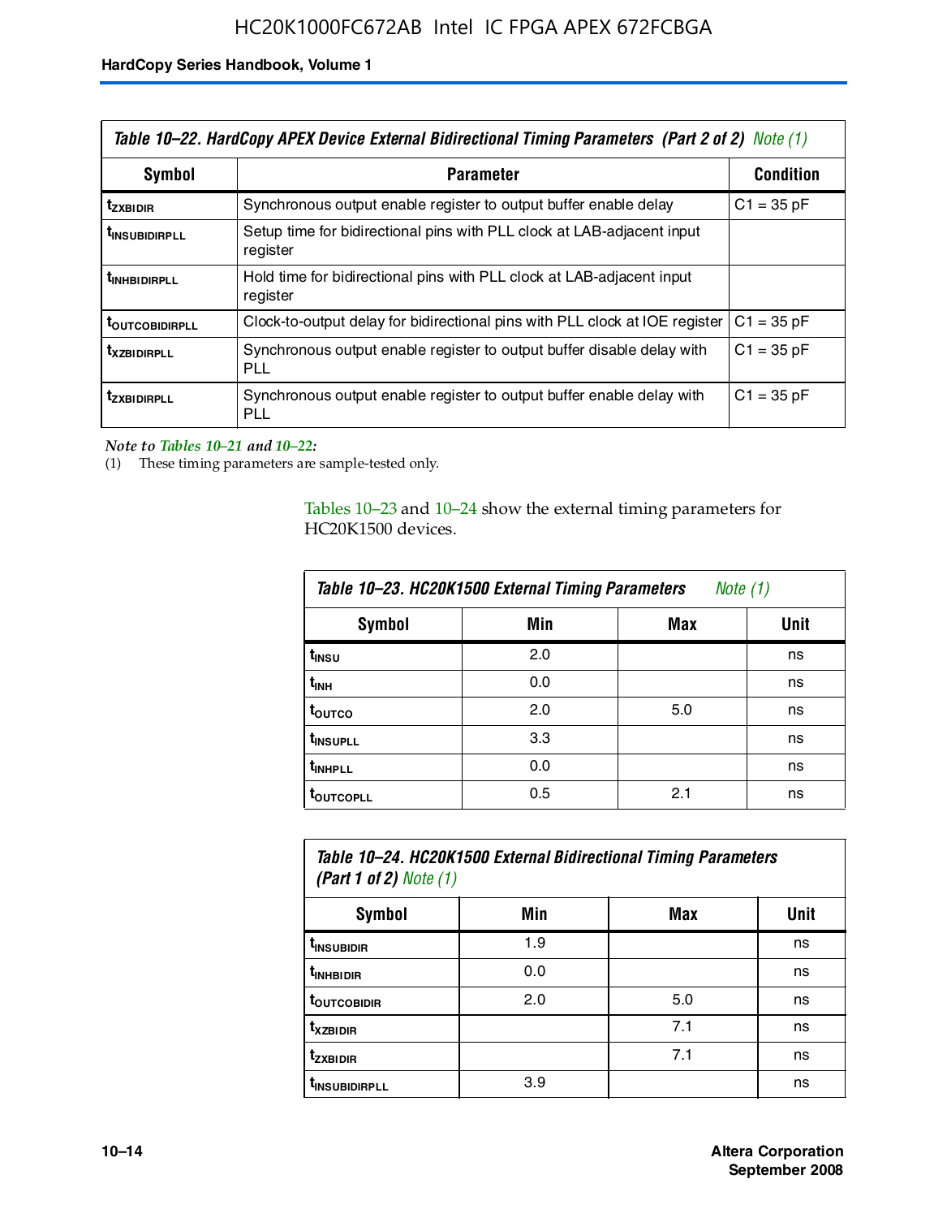**Table 10–22. HardCopy APEX Device External Bidirectional Timing Parameters (Part 2 of 2) Note (1)**

| Symbol | Parameter | Condition |
|---|---|---|
| $t_{ZXBIDIR}$ | Synchronous output enable register to output buffer enable delay | C1 = 35 pF |
| $t_{INSUBIDIRPLL}$ | Setup time for bidirectional pins with PLL clock at LAB-adjacent input register | |
| $t_{INHBIDIRPLL}$ | Hold time for bidirectional pins with PLL clock at LAB-adjacent input register | |
| $t_{OUTCOBIDIRPLL}$ | Clock-to-output delay for bidirectional pins with PLL clock at IOE register | C1 = 35 pF |
| $t_{XZBIDIRPLL}$ | Synchronous output enable register to output buffer disable delay with PLL | C1 = 35 pF |
| $t_{ZXBIDIRPLL}$ | Synchronous output enable register to output buffer enable delay with PLL | C1 = 35 pF |

*Note to Tables 10–21 and 10–22:*

(1) These timing parameters are sample-tested only.

Tables 10–23 and 10–24 show the external timing parameters for HC20K1500 devices.

**Table 10–23. HC20K1500 External Timing Parameters Note (1)**

| Symbol | Min | Max | Unit |
|---|---|---|---|
| $t_{INSU}$ | 2.0 | | ns |
| $t_{INH}$ | 0.0 | | ns |
| $t_{OUTCO}$ | 2.0 | 5.0 | ns |
| $t_{INSUPLL}$ | 3.3 | | ns |
| $t_{INHPLL}$ | 0.0 | | ns |
| $t_{OUTCOPLL}$ | 0.5 | 2.1 | ns |

**Table 10–24. HC20K1500 External Bidirectional Timing Parameters (Part 1 of 2) Note (1)**

| Symbol | Min | Max | Unit |
|---|---|---|---|
| $t_{INSUBIDIR}$ | 1.9 | | ns |
| $t_{INHBIDIR}$ | 0.0 | | ns |
| $t_{OUTCOBIDIR}$ | 2.0 | 5.0 | ns |
| $t_{XZBIDIR}$ | | 7.1 | ns |
| $t_{ZXBIDIR}$ | | 7.1 | ns |
| $t_{INSUBIDIRPLL}$ | 3.9 | | ns |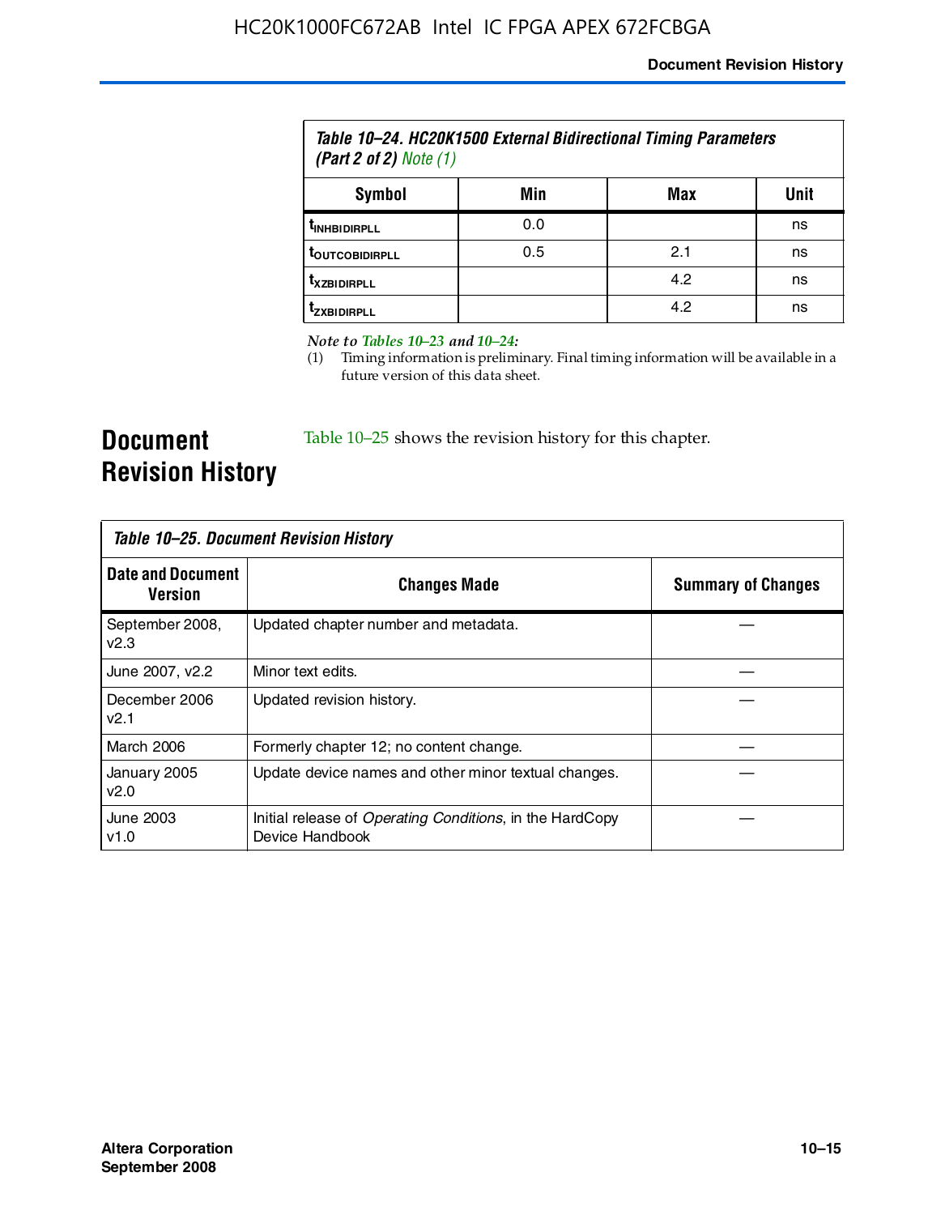*Table 10–24. HC20K1500 External Bidirectional Timing Parameters (Part 2 of 2) Note (1)*

| Symbol | Min | Max | Unit |
|---|---|---|---|
| $t_{INHBIDIRPLL}$ | 0.0 | | ns |
| $t_{OUTCOBIDIRPLL}$ | 0.5 | 2.1 | ns |
| $t_{XZBIDIRPLL}$ | | 4.2 | ns |
| $t_{ZXBIDIRPLL}$ | | 4.2 | ns |

*Note to Tables 10–23 and 10–24:*

(1) Timing information is preliminary. Final timing information will be available in a future version of this data sheet.

## Document Revision History

Table 10–25 shows the revision history for this chapter.

*Table 10–25. Document Revision History*

| Date and Document Version | Changes Made | Summary of Changes |
|---|---|---|
| September 2008, v2.3 | Updated chapter number and metadata. | — |
| June 2007, v2.2 | Minor text edits. | — |
| December 2006 v2.1 | Updated revision history. | — |
| March 2006 | Formerly chapter 12; no content change. | — |
| January 2005 v2.0 | Update device names and other minor textual changes. | — |
| June 2003 v1.0 | Initial release of *Operating Conditions*, in the HardCopy Device Handbook | — |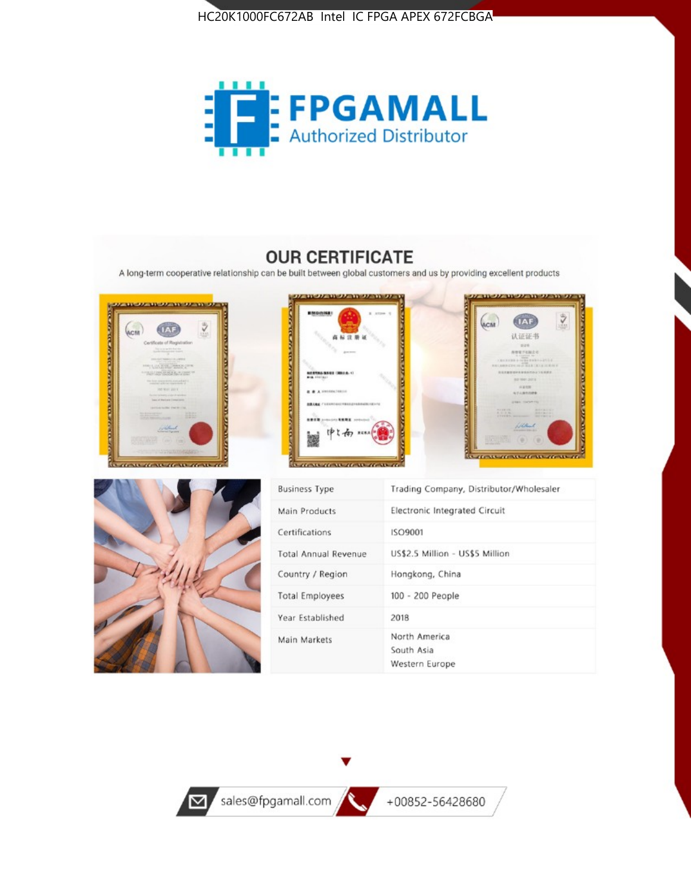FPGAMALL
Authorized Distributor

## OUR CERTIFICATE

A long-term cooperative relationship can be built between global customers and us by providing excellent products

| | |
|---|---|
| Business Type | Trading Company, Distributor/Wholesaler |
| Main Products | Electronic Integrated Circuit |
| Certifications | ISO9001 |
| Total Annual Revenue | US$2.5 Million - US$5 Million |
| Country / Region | Hongkong, China |
| Total Employees | 100 - 200 People |
| Year Established | 2018 |
| Main Markets | North America<br>South Asia<br>Western Europe |

sales@fpgamall.com

+00852-56428680